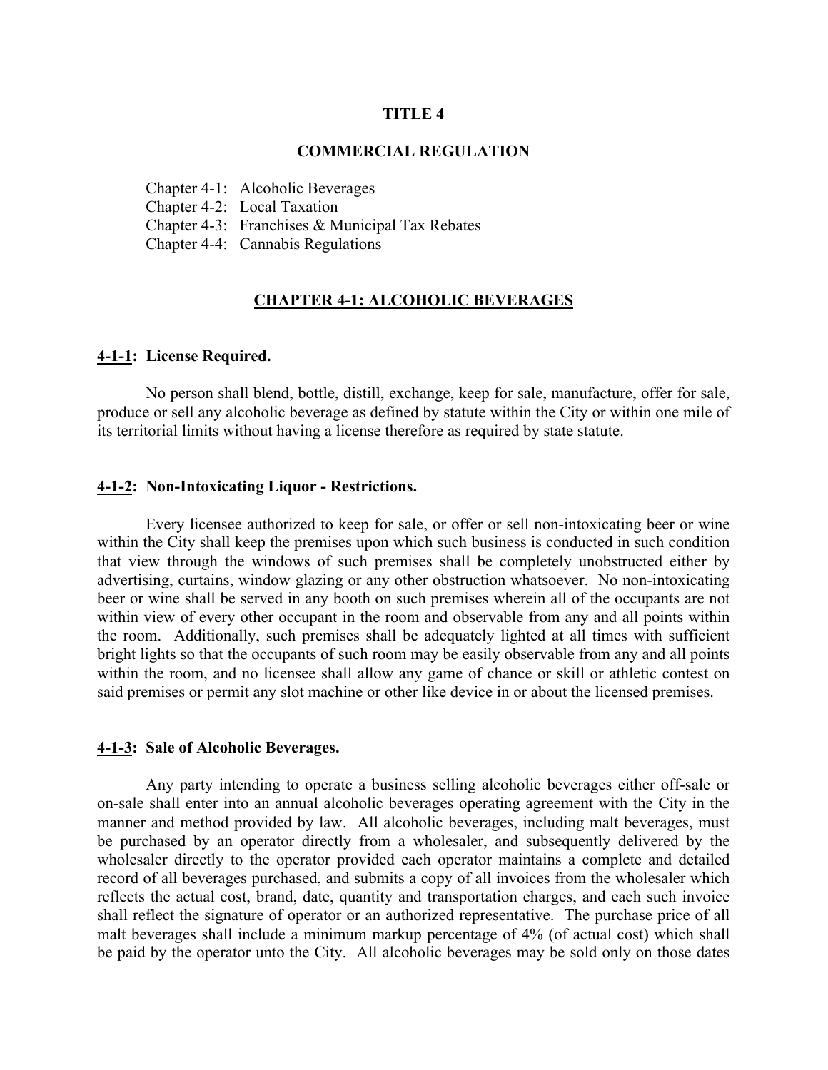# TITLE 4

# COMMERCIAL REGULATION

Chapter 4-1: Alcoholic Beverages
Chapter 4-2: Local Taxation
Chapter 4-3: Franchises & Municipal Tax Rebates
Chapter 4-4: Cannabis Regulations

## CHAPTER 4-1: ALCOHOLIC BEVERAGES

### 4-1-1: License Required.

No person shall blend, bottle, distill, exchange, keep for sale, manufacture, offer for sale, produce or sell any alcoholic beverage as defined by statute within the City or within one mile of its territorial limits without having a license therefore as required by state statute.

### 4-1-2: Non-Intoxicating Liquor - Restrictions.

Every licensee authorized to keep for sale, or offer or sell non-intoxicating beer or wine within the City shall keep the premises upon which such business is conducted in such condition that view through the windows of such premises shall be completely unobstructed either by advertising, curtains, window glazing or any other obstruction whatsoever. No non-intoxicating beer or wine shall be served in any booth on such premises wherein all of the occupants are not within view of every other occupant in the room and observable from any and all points within the room. Additionally, such premises shall be adequately lighted at all times with sufficient bright lights so that the occupants of such room may be easily observable from any and all points within the room, and no licensee shall allow any game of chance or skill or athletic contest on said premises or permit any slot machine or other like device in or about the licensed premises.

### 4-1-3: Sale of Alcoholic Beverages.

Any party intending to operate a business selling alcoholic beverages either off-sale or on-sale shall enter into an annual alcoholic beverages operating agreement with the City in the manner and method provided by law. All alcoholic beverages, including malt beverages, must be purchased by an operator directly from a wholesaler, and subsequently delivered by the wholesaler directly to the operator provided each operator maintains a complete and detailed record of all beverages purchased, and submits a copy of all invoices from the wholesaler which reflects the actual cost, brand, date, quantity and transportation charges, and each such invoice shall reflect the signature of operator or an authorized representative. The purchase price of all malt beverages shall include a minimum markup percentage of 4% (of actual cost) which shall be paid by the operator unto the City. All alcoholic beverages may be sold only on those dates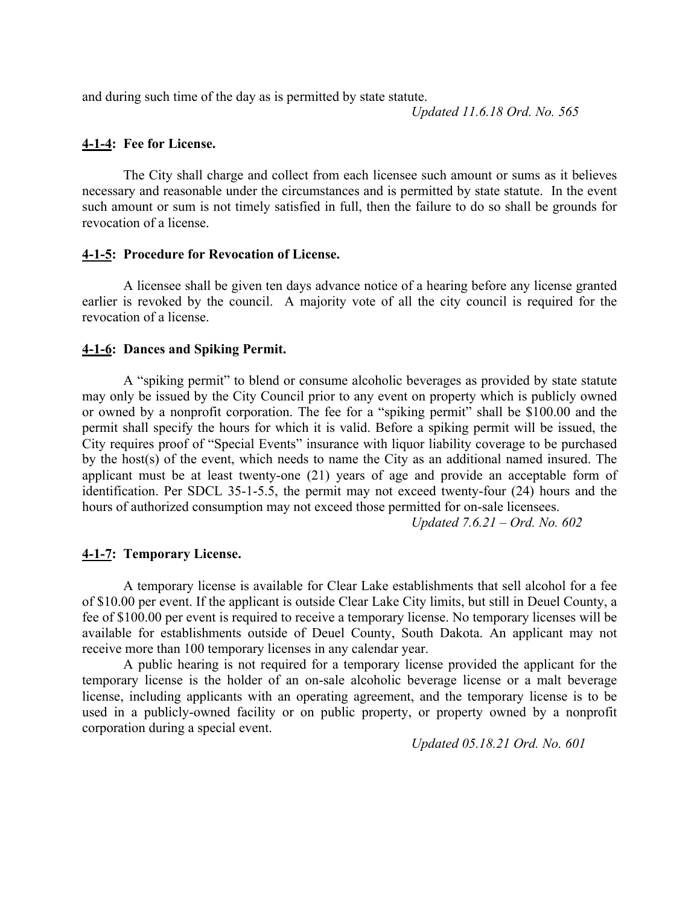and during such time of the day as is permitted by state statute.

*Updated 11.6.18 Ord. No. 565*

### **<u>4-1-4</u>: Fee for License.**

The City shall charge and collect from each licensee such amount or sums as it believes necessary and reasonable under the circumstances and is permitted by state statute. In the event such amount or sum is not timely satisfied in full, then the failure to do so shall be grounds for revocation of a license.

### **<u>4-1-5</u>: Procedure for Revocation of License.**

A licensee shall be given ten days advance notice of a hearing before any license granted earlier is revoked by the council. A majority vote of all the city council is required for the revocation of a license.

### **<u>4-1-6</u>: Dances and Spiking Permit.**

A "spiking permit" to blend or consume alcoholic beverages as provided by state statute may only be issued by the City Council prior to any event on property which is publicly owned or owned by a nonprofit corporation. The fee for a "spiking permit" shall be $100.00 and the permit shall specify the hours for which it is valid. Before a spiking permit will be issued, the City requires proof of "Special Events" insurance with liquor liability coverage to be purchased by the host(s) of the event, which needs to name the City as an additional named insured. The applicant must be at least twenty-one (21) years of age and provide an acceptable form of identification. Per SDCL 35-1-5.5, the permit may not exceed twenty-four (24) hours and the hours of authorized consumption may not exceed those permitted for on-sale licensees.

*Updated 7.6.21 – Ord. No. 602*

### **<u>4-1-7</u>: Temporary License.**

A temporary license is available for Clear Lake establishments that sell alcohol for a fee of $10.00 per event. If the applicant is outside Clear Lake City limits, but still in Deuel County, a fee of $100.00 per event is required to receive a temporary license. No temporary licenses will be available for establishments outside of Deuel County, South Dakota. An applicant may not receive more than 100 temporary licenses in any calendar year.

A public hearing is not required for a temporary license provided the applicant for the temporary license is the holder of an on-sale alcoholic beverage license or a malt beverage license, including applicants with an operating agreement, and the temporary license is to be used in a publicly-owned facility or on public property, or property owned by a nonprofit corporation during a special event.

*Updated 05.18.21 Ord. No. 601*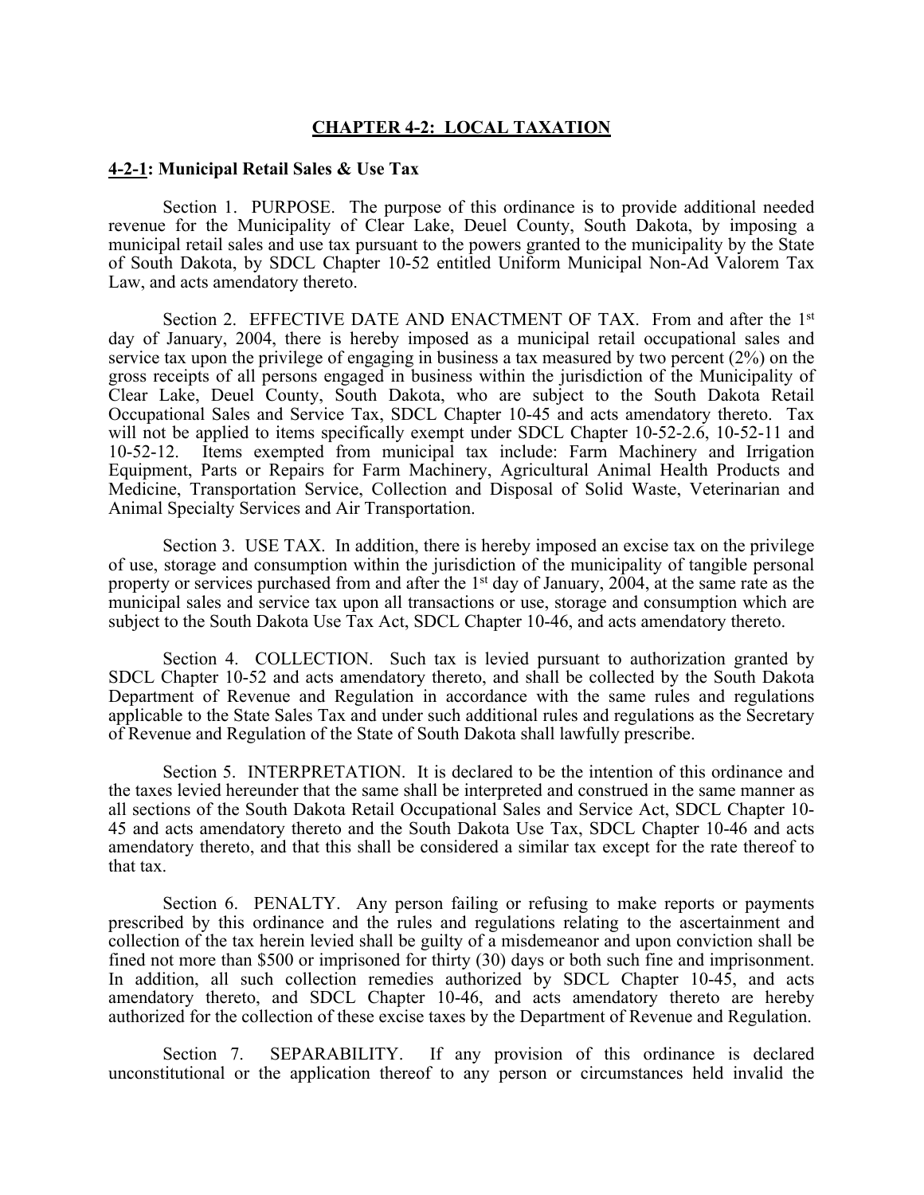# **CHAPTER 4-2: LOCAL TAXATION**

**4-2-1: Municipal Retail Sales & Use Tax**

Section 1. PURPOSE. The purpose of this ordinance is to provide additional needed revenue for the Municipality of Clear Lake, Deuel County, South Dakota, by imposing a municipal retail sales and use tax pursuant to the powers granted to the municipality by the State of South Dakota, by SDCL Chapter 10-52 entitled Uniform Municipal Non-Ad Valorem Tax Law, and acts amendatory thereto.

Section 2. EFFECTIVE DATE AND ENACTMENT OF TAX. From and after the 1st day of January, 2004, there is hereby imposed as a municipal retail occupational sales and service tax upon the privilege of engaging in business a tax measured by two percent (2%) on the gross receipts of all persons engaged in business within the jurisdiction of the Municipality of Clear Lake, Deuel County, South Dakota, who are subject to the South Dakota Retail Occupational Sales and Service Tax, SDCL Chapter 10-45 and acts amendatory thereto. Tax will not be applied to items specifically exempt under SDCL Chapter 10-52-2.6, 10-52-11 and 10-52-12. Items exempted from municipal tax include: Farm Machinery and Irrigation Equipment, Parts or Repairs for Farm Machinery, Agricultural Animal Health Products and Medicine, Transportation Service, Collection and Disposal of Solid Waste, Veterinarian and Animal Specialty Services and Air Transportation.

Section 3. USE TAX. In addition, there is hereby imposed an excise tax on the privilege of use, storage and consumption within the jurisdiction of the municipality of tangible personal property or services purchased from and after the 1st day of January, 2004, at the same rate as the municipal sales and service tax upon all transactions or use, storage and consumption which are subject to the South Dakota Use Tax Act, SDCL Chapter 10-46, and acts amendatory thereto.

Section 4. COLLECTION. Such tax is levied pursuant to authorization granted by SDCL Chapter 10-52 and acts amendatory thereto, and shall be collected by the South Dakota Department of Revenue and Regulation in accordance with the same rules and regulations applicable to the State Sales Tax and under such additional rules and regulations as the Secretary of Revenue and Regulation of the State of South Dakota shall lawfully prescribe.

Section 5. INTERPRETATION. It is declared to be the intention of this ordinance and the taxes levied hereunder that the same shall be interpreted and construed in the same manner as all sections of the South Dakota Retail Occupational Sales and Service Act, SDCL Chapter 10-45 and acts amendatory thereto and the South Dakota Use Tax, SDCL Chapter 10-46 and acts amendatory thereto, and that this shall be considered a similar tax except for the rate thereof to that tax.

Section 6. PENALTY. Any person failing or refusing to make reports or payments prescribed by this ordinance and the rules and regulations relating to the ascertainment and collection of the tax herein levied shall be guilty of a misdemeanor and upon conviction shall be fined not more than $500 or imprisoned for thirty (30) days or both such fine and imprisonment. In addition, all such collection remedies authorized by SDCL Chapter 10-45, and acts amendatory thereto, and SDCL Chapter 10-46, and acts amendatory thereto are hereby authorized for the collection of these excise taxes by the Department of Revenue and Regulation.

Section 7. SEPARABILITY. If any provision of this ordinance is declared unconstitutional or the application thereof to any person or circumstances held invalid the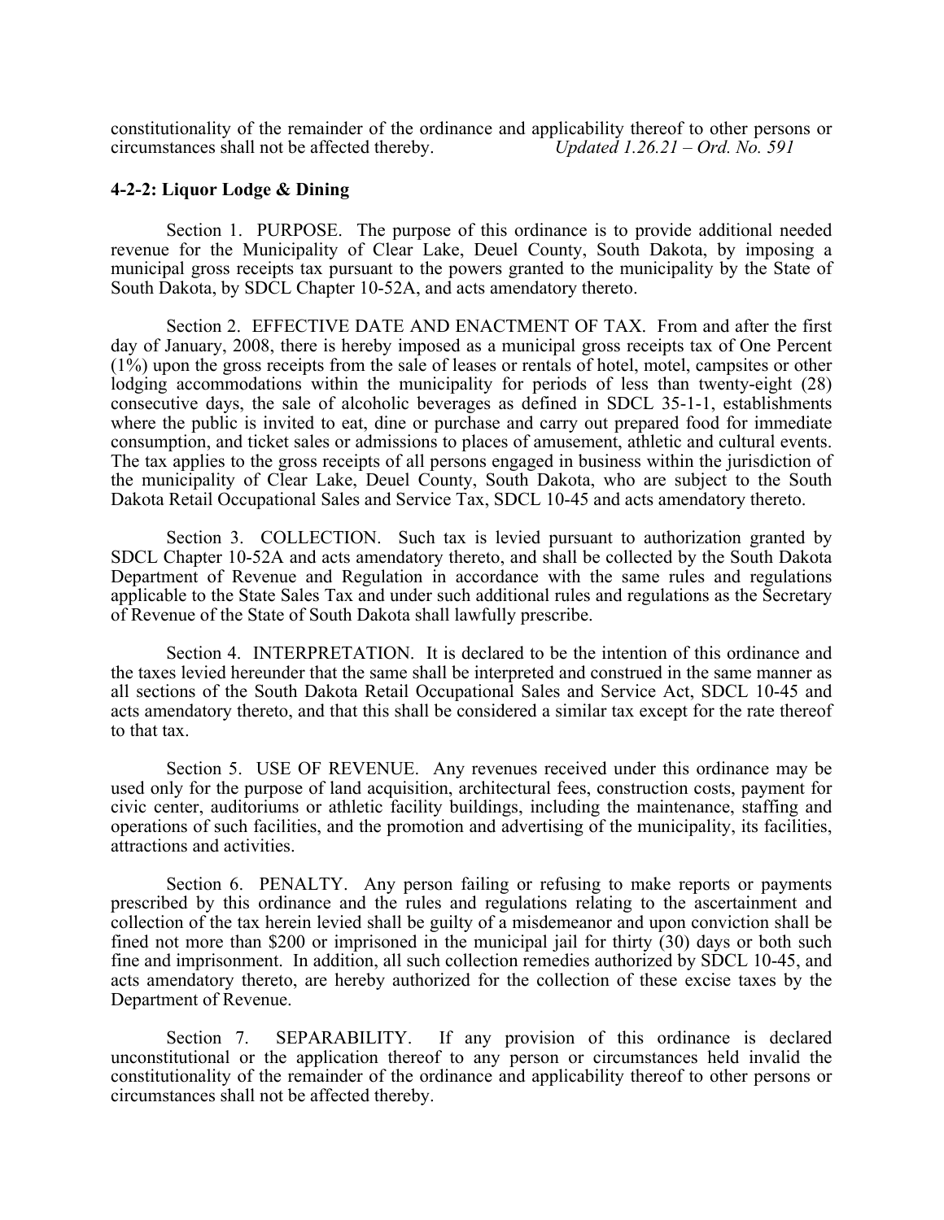constitutionality of the remainder of the ordinance and applicability thereof to other persons or circumstances shall not be affected thereby. *Updated 1.26.21 – Ord. No. 591*

### 4-2-2: Liquor Lodge & Dining

Section 1. PURPOSE. The purpose of this ordinance is to provide additional needed revenue for the Municipality of Clear Lake, Deuel County, South Dakota, by imposing a municipal gross receipts tax pursuant to the powers granted to the municipality by the State of South Dakota, by SDCL Chapter 10-52A, and acts amendatory thereto.

Section 2. EFFECTIVE DATE AND ENACTMENT OF TAX. From and after the first day of January, 2008, there is hereby imposed as a municipal gross receipts tax of One Percent (1%) upon the gross receipts from the sale of leases or rentals of hotel, motel, campsites or other lodging accommodations within the municipality for periods of less than twenty-eight (28) consecutive days, the sale of alcoholic beverages as defined in SDCL 35-1-1, establishments where the public is invited to eat, dine or purchase and carry out prepared food for immediate consumption, and ticket sales or admissions to places of amusement, athletic and cultural events. The tax applies to the gross receipts of all persons engaged in business within the jurisdiction of the municipality of Clear Lake, Deuel County, South Dakota, who are subject to the South Dakota Retail Occupational Sales and Service Tax, SDCL 10-45 and acts amendatory thereto.

Section 3. COLLECTION. Such tax is levied pursuant to authorization granted by SDCL Chapter 10-52A and acts amendatory thereto, and shall be collected by the South Dakota Department of Revenue and Regulation in accordance with the same rules and regulations applicable to the State Sales Tax and under such additional rules and regulations as the Secretary of Revenue of the State of South Dakota shall lawfully prescribe.

Section 4. INTERPRETATION. It is declared to be the intention of this ordinance and the taxes levied hereunder that the same shall be interpreted and construed in the same manner as all sections of the South Dakota Retail Occupational Sales and Service Act, SDCL 10-45 and acts amendatory thereto, and that this shall be considered a similar tax except for the rate thereof to that tax.

Section 5. USE OF REVENUE. Any revenues received under this ordinance may be used only for the purpose of land acquisition, architectural fees, construction costs, payment for civic center, auditoriums or athletic facility buildings, including the maintenance, staffing and operations of such facilities, and the promotion and advertising of the municipality, its facilities, attractions and activities.

Section 6. PENALTY. Any person failing or refusing to make reports or payments prescribed by this ordinance and the rules and regulations relating to the ascertainment and collection of the tax herein levied shall be guilty of a misdemeanor and upon conviction shall be fined not more than $200 or imprisoned in the municipal jail for thirty (30) days or both such fine and imprisonment. In addition, all such collection remedies authorized by SDCL 10-45, and acts amendatory thereto, are hereby authorized for the collection of these excise taxes by the Department of Revenue.

Section 7. SEPARABILITY. If any provision of this ordinance is declared unconstitutional or the application thereof to any person or circumstances held invalid the constitutionality of the remainder of the ordinance and applicability thereof to other persons or circumstances shall not be affected thereby.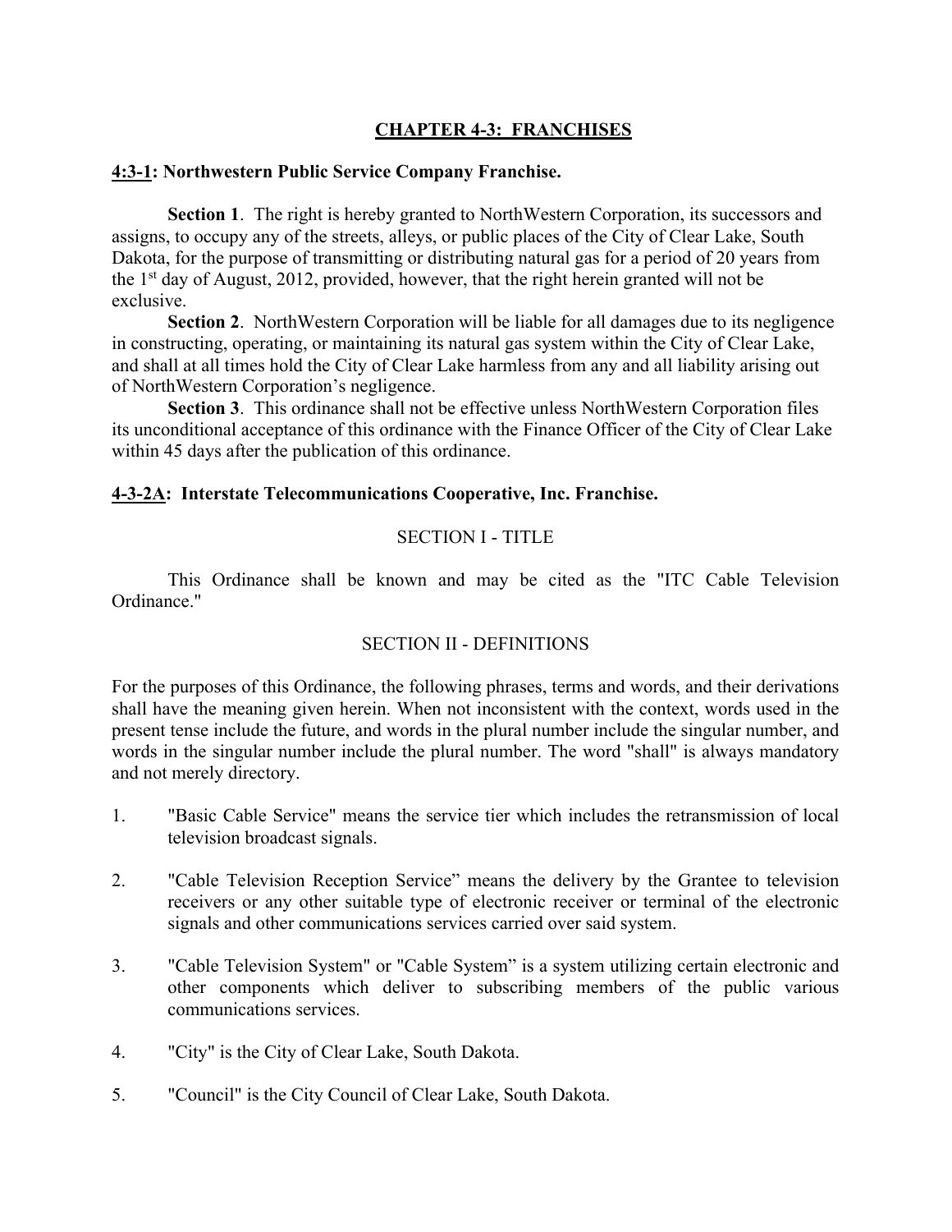## CHAPTER 4-3: FRANCHISES

### 4:3-1: Northwestern Public Service Company Franchise.

**Section 1**. The right is hereby granted to NorthWestern Corporation, its successors and assigns, to occupy any of the streets, alleys, or public places of the City of Clear Lake, South Dakota, for the purpose of transmitting or distributing natural gas for a period of 20 years from the 1st day of August, 2012, provided, however, that the right herein granted will not be exclusive.

**Section 2**. NorthWestern Corporation will be liable for all damages due to its negligence in constructing, operating, or maintaining its natural gas system within the City of Clear Lake, and shall at all times hold the City of Clear Lake harmless from any and all liability arising out of NorthWestern Corporation's negligence.

**Section 3**. This ordinance shall not be effective unless NorthWestern Corporation files its unconditional acceptance of this ordinance with the Finance Officer of the City of Clear Lake within 45 days after the publication of this ordinance.

### 4-3-2A: Interstate Telecommunications Cooperative, Inc. Franchise.

SECTION I - TITLE

This Ordinance shall be known and may be cited as the "ITC Cable Television Ordinance."

SECTION II - DEFINITIONS

For the purposes of this Ordinance, the following phrases, terms and words, and their derivations shall have the meaning given herein. When not inconsistent with the context, words used in the present tense include the future, and words in the plural number include the singular number, and words in the singular number include the plural number. The word "shall" is always mandatory and not merely directory.

1. "Basic Cable Service" means the service tier which includes the retransmission of local television broadcast signals.
2. "Cable Television Reception Service" means the delivery by the Grantee to television receivers or any other suitable type of electronic receiver or terminal of the electronic signals and other communications services carried over said system.
3. "Cable Television System" or "Cable System" is a system utilizing certain electronic and other components which deliver to subscribing members of the public various communications services.
4. "City" is the City of Clear Lake, South Dakota.
5. "Council" is the City Council of Clear Lake, South Dakota.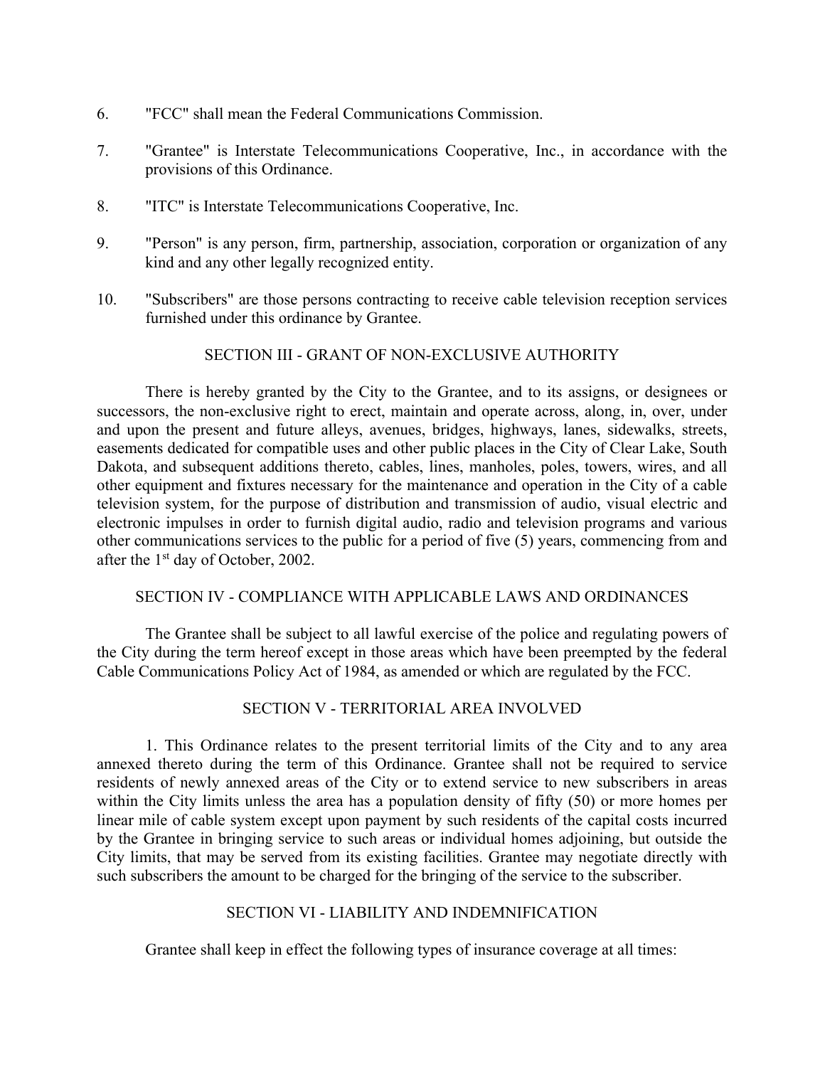6. "FCC" shall mean the Federal Communications Commission.

7. "Grantee" is Interstate Telecommunications Cooperative, Inc., in accordance with the provisions of this Ordinance.

8. "ITC" is Interstate Telecommunications Cooperative, Inc.

9. "Person" is any person, firm, partnership, association, corporation or organization of any kind and any other legally recognized entity.

10. "Subscribers" are those persons contracting to receive cable television reception services furnished under this ordinance by Grantee.

## SECTION III - GRANT OF NON-EXCLUSIVE AUTHORITY

There is hereby granted by the City to the Grantee, and to its assigns, or designees or successors, the non-exclusive right to erect, maintain and operate across, along, in, over, under and upon the present and future alleys, avenues, bridges, highways, lanes, sidewalks, streets, easements dedicated for compatible uses and other public places in the City of Clear Lake, South Dakota, and subsequent additions thereto, cables, lines, manholes, poles, towers, wires, and all other equipment and fixtures necessary for the maintenance and operation in the City of a cable television system, for the purpose of distribution and transmission of audio, visual electric and electronic impulses in order to furnish digital audio, radio and television programs and various other communications services to the public for a period of five (5) years, commencing from and after the 1st day of October, 2002.

## SECTION IV - COMPLIANCE WITH APPLICABLE LAWS AND ORDINANCES

The Grantee shall be subject to all lawful exercise of the police and regulating powers of the City during the term hereof except in those areas which have been preempted by the federal Cable Communications Policy Act of 1984, as amended or which are regulated by the FCC.

## SECTION V - TERRITORIAL AREA INVOLVED

1. This Ordinance relates to the present territorial limits of the City and to any area annexed thereto during the term of this Ordinance. Grantee shall not be required to service residents of newly annexed areas of the City or to extend service to new subscribers in areas within the City limits unless the area has a population density of fifty (50) or more homes per linear mile of cable system except upon payment by such residents of the capital costs incurred by the Grantee in bringing service to such areas or individual homes adjoining, but outside the City limits, that may be served from its existing facilities. Grantee may negotiate directly with such subscribers the amount to be charged for the bringing of the service to the subscriber.

## SECTION VI - LIABILITY AND INDEMNIFICATION

Grantee shall keep in effect the following types of insurance coverage at all times: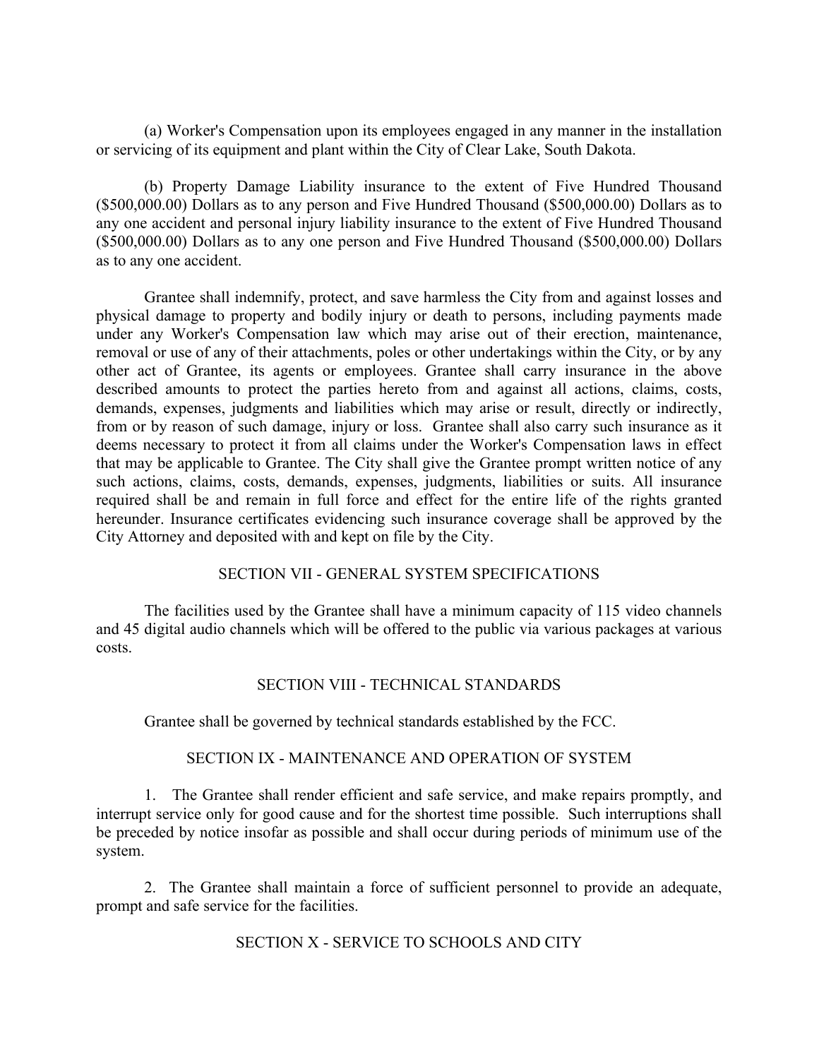(a) Worker's Compensation upon its employees engaged in any manner in the installation or servicing of its equipment and plant within the City of Clear Lake, South Dakota.

(b) Property Damage Liability insurance to the extent of Five Hundred Thousand ($500,000.00) Dollars as to any person and Five Hundred Thousand ($500,000.00) Dollars as to any one accident and personal injury liability insurance to the extent of Five Hundred Thousand ($500,000.00) Dollars as to any one person and Five Hundred Thousand ($500,000.00) Dollars as to any one accident.

Grantee shall indemnify, protect, and save harmless the City from and against losses and physical damage to property and bodily injury or death to persons, including payments made under any Worker's Compensation law which may arise out of their erection, maintenance, removal or use of any of their attachments, poles or other undertakings within the City, or by any other act of Grantee, its agents or employees. Grantee shall carry insurance in the above described amounts to protect the parties hereto from and against all actions, claims, costs, demands, expenses, judgments and liabilities which may arise or result, directly or indirectly, from or by reason of such damage, injury or loss. Grantee shall also carry such insurance as it deems necessary to protect it from all claims under the Worker's Compensation laws in effect that may be applicable to Grantee. The City shall give the Grantee prompt written notice of any such actions, claims, costs, demands, expenses, judgments, liabilities or suits. All insurance required shall be and remain in full force and effect for the entire life of the rights granted hereunder. Insurance certificates evidencing such insurance coverage shall be approved by the City Attorney and deposited with and kept on file by the City.

## SECTION VII - GENERAL SYSTEM SPECIFICATIONS

The facilities used by the Grantee shall have a minimum capacity of 115 video channels and 45 digital audio channels which will be offered to the public via various packages at various costs.

## SECTION VIII - TECHNICAL STANDARDS

Grantee shall be governed by technical standards established by the FCC.

## SECTION IX - MAINTENANCE AND OPERATION OF SYSTEM

1. The Grantee shall render efficient and safe service, and make repairs promptly, and interrupt service only for good cause and for the shortest time possible. Such interruptions shall be preceded by notice insofar as possible and shall occur during periods of minimum use of the system.

2. The Grantee shall maintain a force of sufficient personnel to provide an adequate, prompt and safe service for the facilities.

## SECTION X - SERVICE TO SCHOOLS AND CITY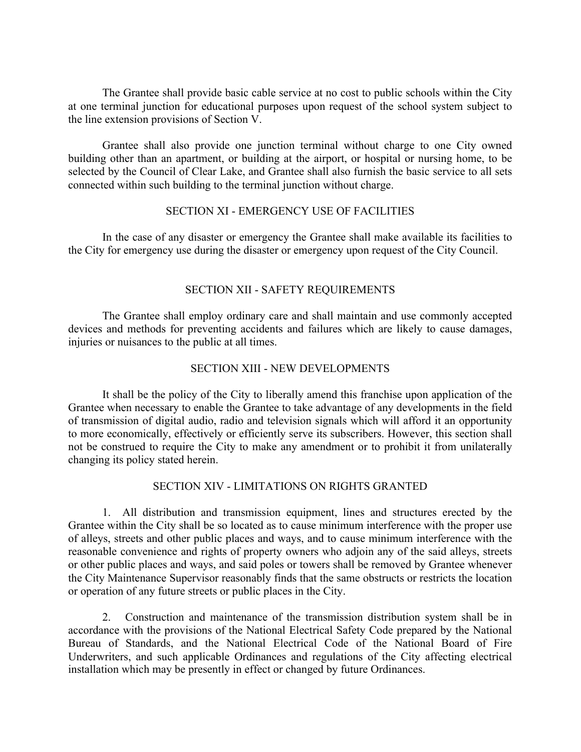The Grantee shall provide basic cable service at no cost to public schools within the City at one terminal junction for educational purposes upon request of the school system subject to the line extension provisions of Section V.

Grantee shall also provide one junction terminal without charge to one City owned building other than an apartment, or building at the airport, or hospital or nursing home, to be selected by the Council of Clear Lake, and Grantee shall also furnish the basic service to all sets connected within such building to the terminal junction without charge.

## SECTION XI - EMERGENCY USE OF FACILITIES

In the case of any disaster or emergency the Grantee shall make available its facilities to the City for emergency use during the disaster or emergency upon request of the City Council.

## SECTION XII - SAFETY REQUIREMENTS

The Grantee shall employ ordinary care and shall maintain and use commonly accepted devices and methods for preventing accidents and failures which are likely to cause damages, injuries or nuisances to the public at all times.

## SECTION XIII - NEW DEVELOPMENTS

It shall be the policy of the City to liberally amend this franchise upon application of the Grantee when necessary to enable the Grantee to take advantage of any developments in the field of transmission of digital audio, radio and television signals which will afford it an opportunity to more economically, effectively or efficiently serve its subscribers. However, this section shall not be construed to require the City to make any amendment or to prohibit it from unilaterally changing its policy stated herein.

## SECTION XIV - LIMITATIONS ON RIGHTS GRANTED

1. All distribution and transmission equipment, lines and structures erected by the Grantee within the City shall be so located as to cause minimum interference with the proper use of alleys, streets and other public places and ways, and to cause minimum interference with the reasonable convenience and rights of property owners who adjoin any of the said alleys, streets or other public places and ways, and said poles or towers shall be removed by Grantee whenever the City Maintenance Supervisor reasonably finds that the same obstructs or restricts the location or operation of any future streets or public places in the City.

2. Construction and maintenance of the transmission distribution system shall be in accordance with the provisions of the National Electrical Safety Code prepared by the National Bureau of Standards, and the National Electrical Code of the National Board of Fire Underwriters, and such applicable Ordinances and regulations of the City affecting electrical installation which may be presently in effect or changed by future Ordinances.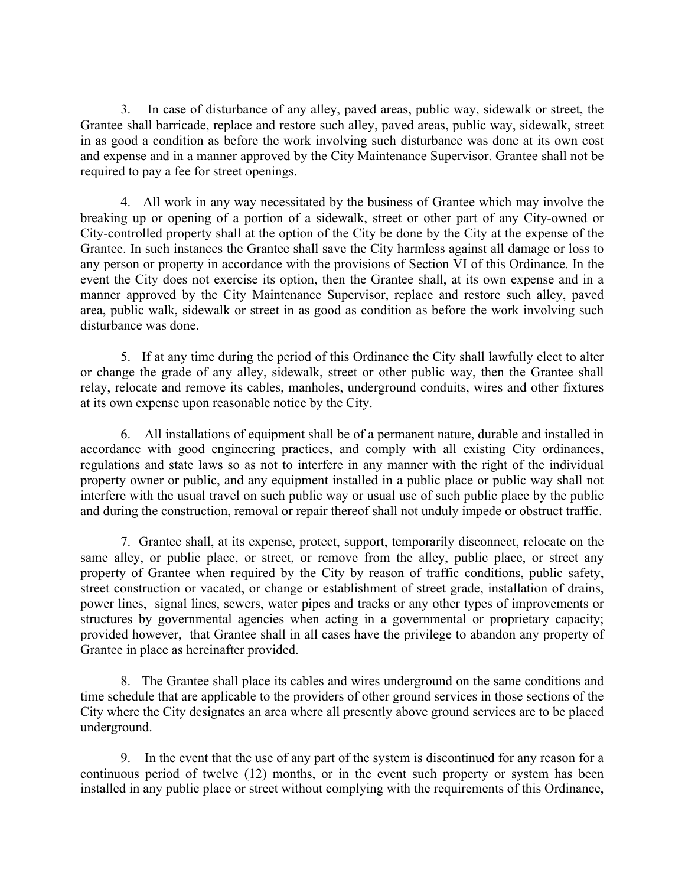3. In case of disturbance of any alley, paved areas, public way, sidewalk or street, the Grantee shall barricade, replace and restore such alley, paved areas, public way, sidewalk, street in as good a condition as before the work involving such disturbance was done at its own cost and expense and in a manner approved by the City Maintenance Supervisor. Grantee shall not be required to pay a fee for street openings.

4. All work in any way necessitated by the business of Grantee which may involve the breaking up or opening of a portion of a sidewalk, street or other part of any City-owned or City-controlled property shall at the option of the City be done by the City at the expense of the Grantee. In such instances the Grantee shall save the City harmless against all damage or loss to any person or property in accordance with the provisions of Section VI of this Ordinance. In the event the City does not exercise its option, then the Grantee shall, at its own expense and in a manner approved by the City Maintenance Supervisor, replace and restore such alley, paved area, public walk, sidewalk or street in as good as condition as before the work involving such disturbance was done.

5. If at any time during the period of this Ordinance the City shall lawfully elect to alter or change the grade of any alley, sidewalk, street or other public way, then the Grantee shall relay, relocate and remove its cables, manholes, underground conduits, wires and other fixtures at its own expense upon reasonable notice by the City.

6. All installations of equipment shall be of a permanent nature, durable and installed in accordance with good engineering practices, and comply with all existing City ordinances, regulations and state laws so as not to interfere in any manner with the right of the individual property owner or public, and any equipment installed in a public place or public way shall not interfere with the usual travel on such public way or usual use of such public place by the public and during the construction, removal or repair thereof shall not unduly impede or obstruct traffic.

7. Grantee shall, at its expense, protect, support, temporarily disconnect, relocate on the same alley, or public place, or street, or remove from the alley, public place, or street any property of Grantee when required by the City by reason of traffic conditions, public safety, street construction or vacated, or change or establishment of street grade, installation of drains, power lines, signal lines, sewers, water pipes and tracks or any other types of improvements or structures by governmental agencies when acting in a governmental or proprietary capacity; provided however, that Grantee shall in all cases have the privilege to abandon any property of Grantee in place as hereinafter provided.

8. The Grantee shall place its cables and wires underground on the same conditions and time schedule that are applicable to the providers of other ground services in those sections of the City where the City designates an area where all presently above ground services are to be placed underground.

9. In the event that the use of any part of the system is discontinued for any reason for a continuous period of twelve (12) months, or in the event such property or system has been installed in any public place or street without complying with the requirements of this Ordinance,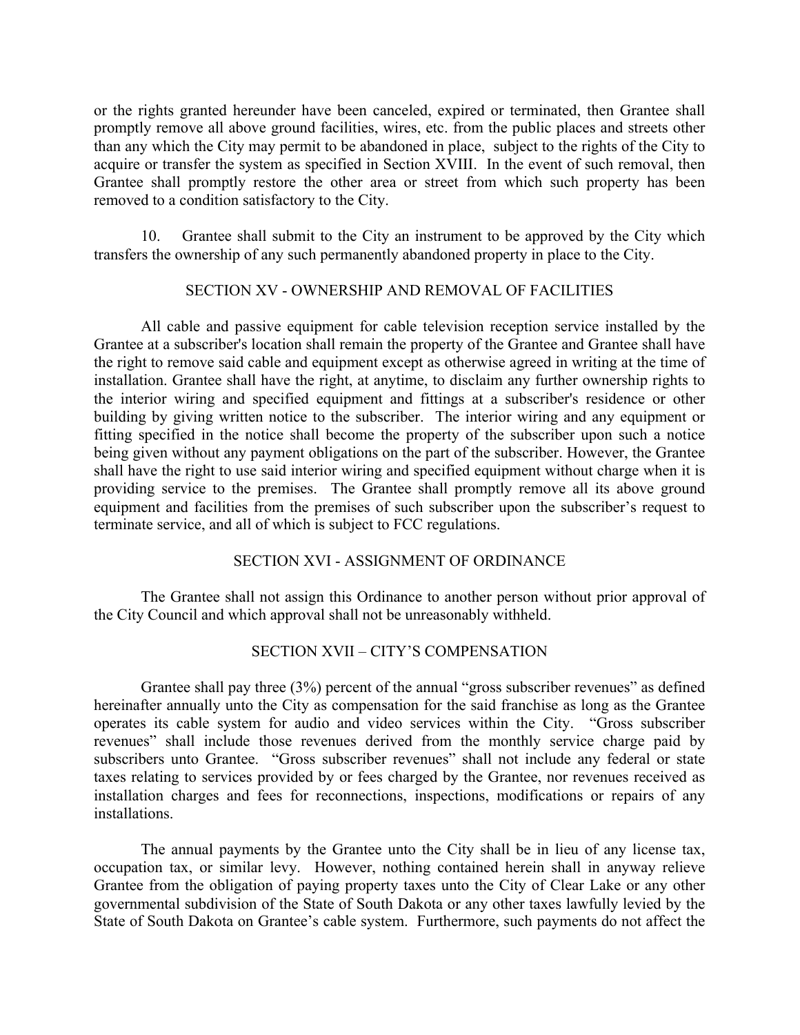or the rights granted hereunder have been canceled, expired or terminated, then Grantee shall promptly remove all above ground facilities, wires, etc. from the public places and streets other than any which the City may permit to be abandoned in place, subject to the rights of the City to acquire or transfer the system as specified in Section XVIII. In the event of such removal, then Grantee shall promptly restore the other area or street from which such property has been removed to a condition satisfactory to the City.

10. Grantee shall submit to the City an instrument to be approved by the City which transfers the ownership of any such permanently abandoned property in place to the City.

## SECTION XV - OWNERSHIP AND REMOVAL OF FACILITIES

All cable and passive equipment for cable television reception service installed by the Grantee at a subscriber's location shall remain the property of the Grantee and Grantee shall have the right to remove said cable and equipment except as otherwise agreed in writing at the time of installation. Grantee shall have the right, at anytime, to disclaim any further ownership rights to the interior wiring and specified equipment and fittings at a subscriber's residence or other building by giving written notice to the subscriber. The interior wiring and any equipment or fitting specified in the notice shall become the property of the subscriber upon such a notice being given without any payment obligations on the part of the subscriber. However, the Grantee shall have the right to use said interior wiring and specified equipment without charge when it is providing service to the premises. The Grantee shall promptly remove all its above ground equipment and facilities from the premises of such subscriber upon the subscriber's request to terminate service, and all of which is subject to FCC regulations.

## SECTION XVI - ASSIGNMENT OF ORDINANCE

The Grantee shall not assign this Ordinance to another person without prior approval of the City Council and which approval shall not be unreasonably withheld.

## SECTION XVII – CITY'S COMPENSATION

Grantee shall pay three (3%) percent of the annual "gross subscriber revenues" as defined hereinafter annually unto the City as compensation for the said franchise as long as the Grantee operates its cable system for audio and video services within the City. "Gross subscriber revenues" shall include those revenues derived from the monthly service charge paid by subscribers unto Grantee. "Gross subscriber revenues" shall not include any federal or state taxes relating to services provided by or fees charged by the Grantee, nor revenues received as installation charges and fees for reconnections, inspections, modifications or repairs of any installations.

The annual payments by the Grantee unto the City shall be in lieu of any license tax, occupation tax, or similar levy. However, nothing contained herein shall in anyway relieve Grantee from the obligation of paying property taxes unto the City of Clear Lake or any other governmental subdivision of the State of South Dakota or any other taxes lawfully levied by the State of South Dakota on Grantee's cable system. Furthermore, such payments do not affect the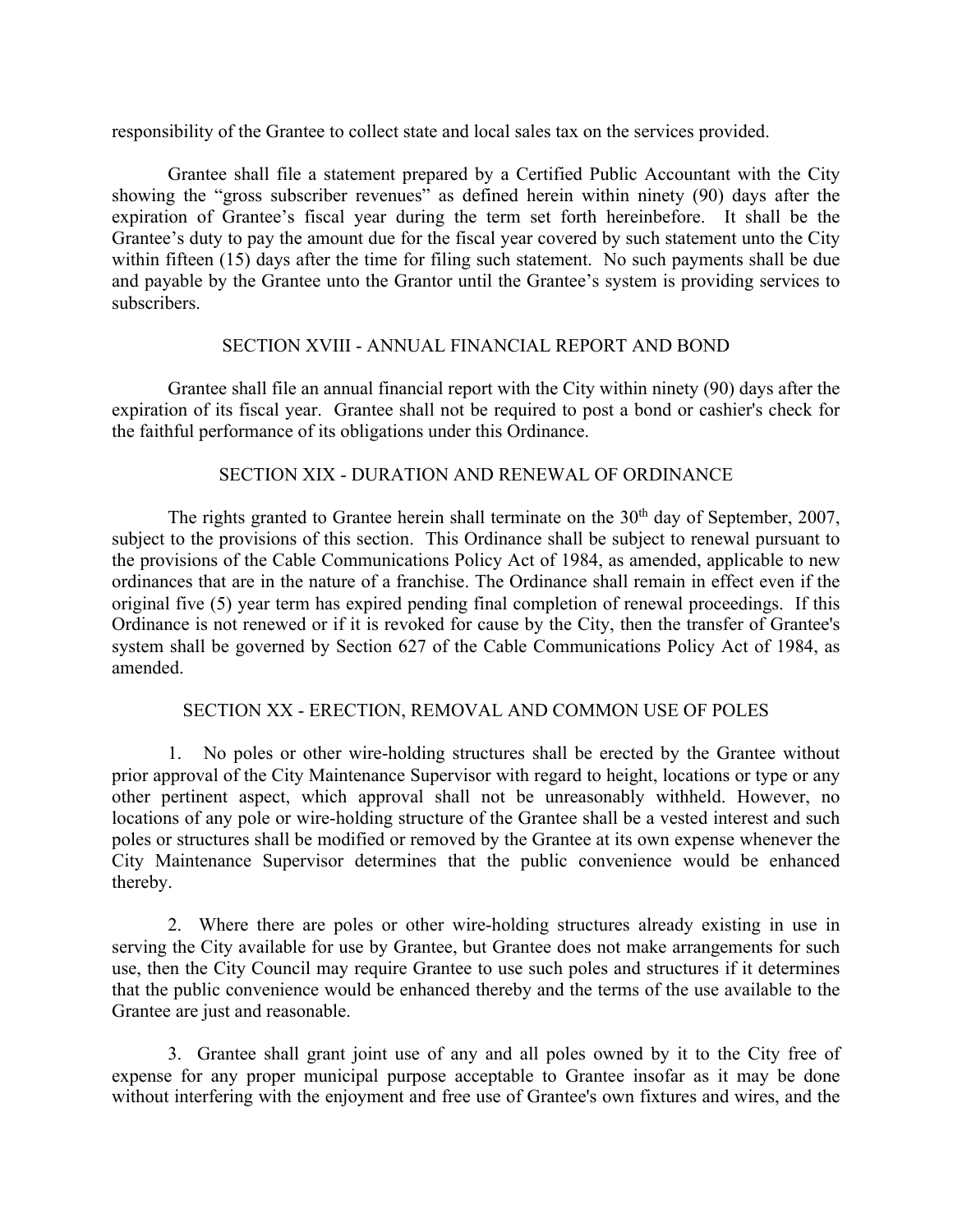responsibility of the Grantee to collect state and local sales tax on the services provided.

Grantee shall file a statement prepared by a Certified Public Accountant with the City showing the "gross subscriber revenues" as defined herein within ninety (90) days after the expiration of Grantee's fiscal year during the term set forth hereinbefore. It shall be the Grantee's duty to pay the amount due for the fiscal year covered by such statement unto the City within fifteen (15) days after the time for filing such statement. No such payments shall be due and payable by the Grantee unto the Grantor until the Grantee's system is providing services to subscribers.

## SECTION XVIII - ANNUAL FINANCIAL REPORT AND BOND

Grantee shall file an annual financial report with the City within ninety (90) days after the expiration of its fiscal year. Grantee shall not be required to post a bond or cashier's check for the faithful performance of its obligations under this Ordinance.

## SECTION XIX - DURATION AND RENEWAL OF ORDINANCE

The rights granted to Grantee herein shall terminate on the 30th day of September, 2007, subject to the provisions of this section. This Ordinance shall be subject to renewal pursuant to the provisions of the Cable Communications Policy Act of 1984, as amended, applicable to new ordinances that are in the nature of a franchise. The Ordinance shall remain in effect even if the original five (5) year term has expired pending final completion of renewal proceedings. If this Ordinance is not renewed or if it is revoked for cause by the City, then the transfer of Grantee's system shall be governed by Section 627 of the Cable Communications Policy Act of 1984, as amended.

## SECTION XX - ERECTION, REMOVAL AND COMMON USE OF POLES

1. No poles or other wire-holding structures shall be erected by the Grantee without prior approval of the City Maintenance Supervisor with regard to height, locations or type or any other pertinent aspect, which approval shall not be unreasonably withheld. However, no locations of any pole or wire-holding structure of the Grantee shall be a vested interest and such poles or structures shall be modified or removed by the Grantee at its own expense whenever the City Maintenance Supervisor determines that the public convenience would be enhanced thereby.

2. Where there are poles or other wire-holding structures already existing in use in serving the City available for use by Grantee, but Grantee does not make arrangements for such use, then the City Council may require Grantee to use such poles and structures if it determines that the public convenience would be enhanced thereby and the terms of the use available to the Grantee are just and reasonable.

3. Grantee shall grant joint use of any and all poles owned by it to the City free of expense for any proper municipal purpose acceptable to Grantee insofar as it may be done without interfering with the enjoyment and free use of Grantee's own fixtures and wires, and the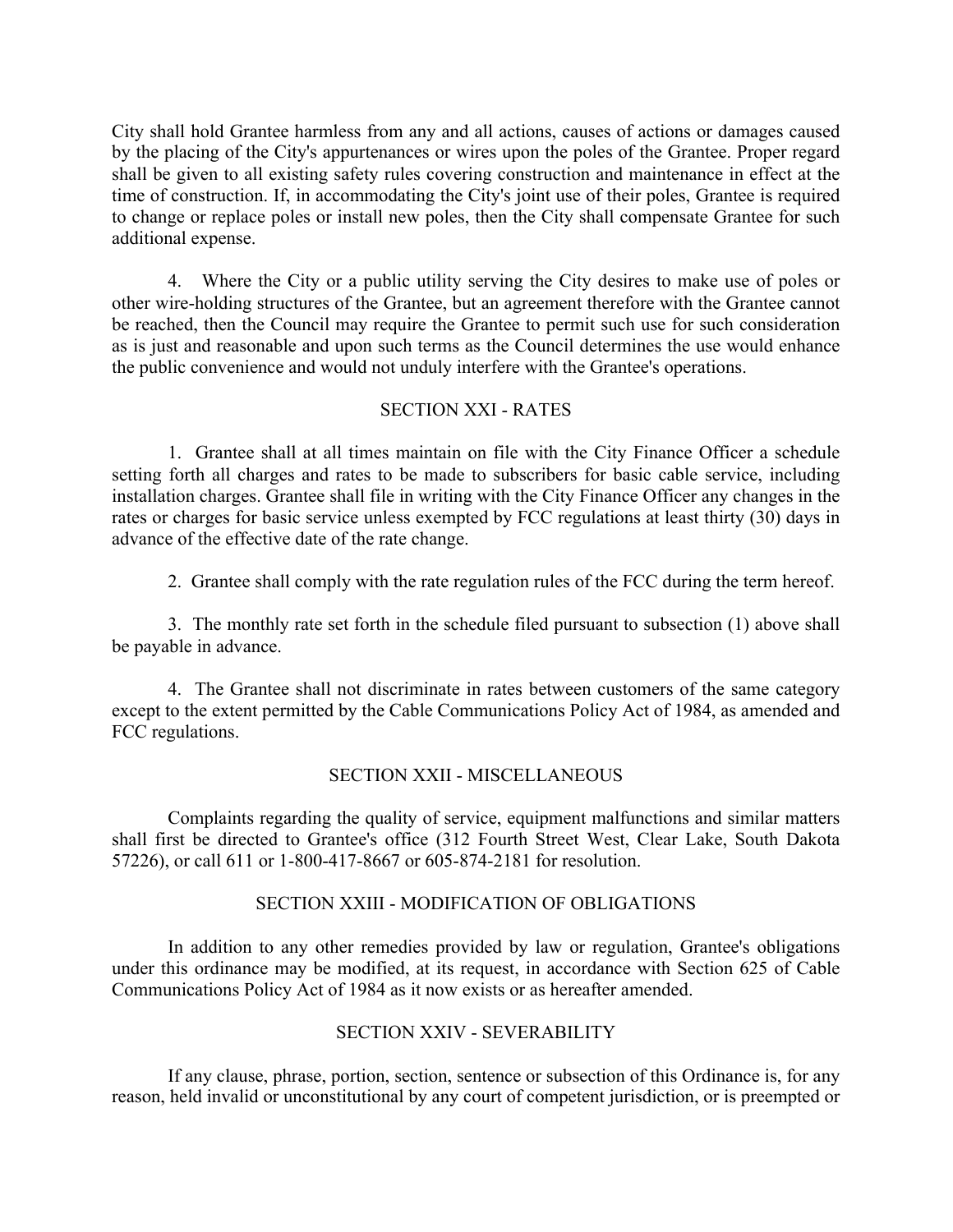City shall hold Grantee harmless from any and all actions, causes of actions or damages caused by the placing of the City's appurtenances or wires upon the poles of the Grantee. Proper regard shall be given to all existing safety rules covering construction and maintenance in effect at the time of construction. If, in accommodating the City's joint use of their poles, Grantee is required to change or replace poles or install new poles, then the City shall compensate Grantee for such additional expense.

4. Where the City or a public utility serving the City desires to make use of poles or other wire-holding structures of the Grantee, but an agreement therefore with the Grantee cannot be reached, then the Council may require the Grantee to permit such use for such consideration as is just and reasonable and upon such terms as the Council determines the use would enhance the public convenience and would not unduly interfere with the Grantee's operations.

## SECTION XXI - RATES

1. Grantee shall at all times maintain on file with the City Finance Officer a schedule setting forth all charges and rates to be made to subscribers for basic cable service, including installation charges. Grantee shall file in writing with the City Finance Officer any changes in the rates or charges for basic service unless exempted by FCC regulations at least thirty (30) days in advance of the effective date of the rate change.

2. Grantee shall comply with the rate regulation rules of the FCC during the term hereof.

3. The monthly rate set forth in the schedule filed pursuant to subsection (1) above shall be payable in advance.

4. The Grantee shall not discriminate in rates between customers of the same category except to the extent permitted by the Cable Communications Policy Act of 1984, as amended and FCC regulations.

## SECTION XXII - MISCELLANEOUS

Complaints regarding the quality of service, equipment malfunctions and similar matters shall first be directed to Grantee's office (312 Fourth Street West, Clear Lake, South Dakota 57226), or call 611 or 1-800-417-8667 or 605-874-2181 for resolution.

## SECTION XXIII - MODIFICATION OF OBLIGATIONS

In addition to any other remedies provided by law or regulation, Grantee's obligations under this ordinance may be modified, at its request, in accordance with Section 625 of Cable Communications Policy Act of 1984 as it now exists or as hereafter amended.

## SECTION XXIV - SEVERABILITY

If any clause, phrase, portion, section, sentence or subsection of this Ordinance is, for any reason, held invalid or unconstitutional by any court of competent jurisdiction, or is preempted or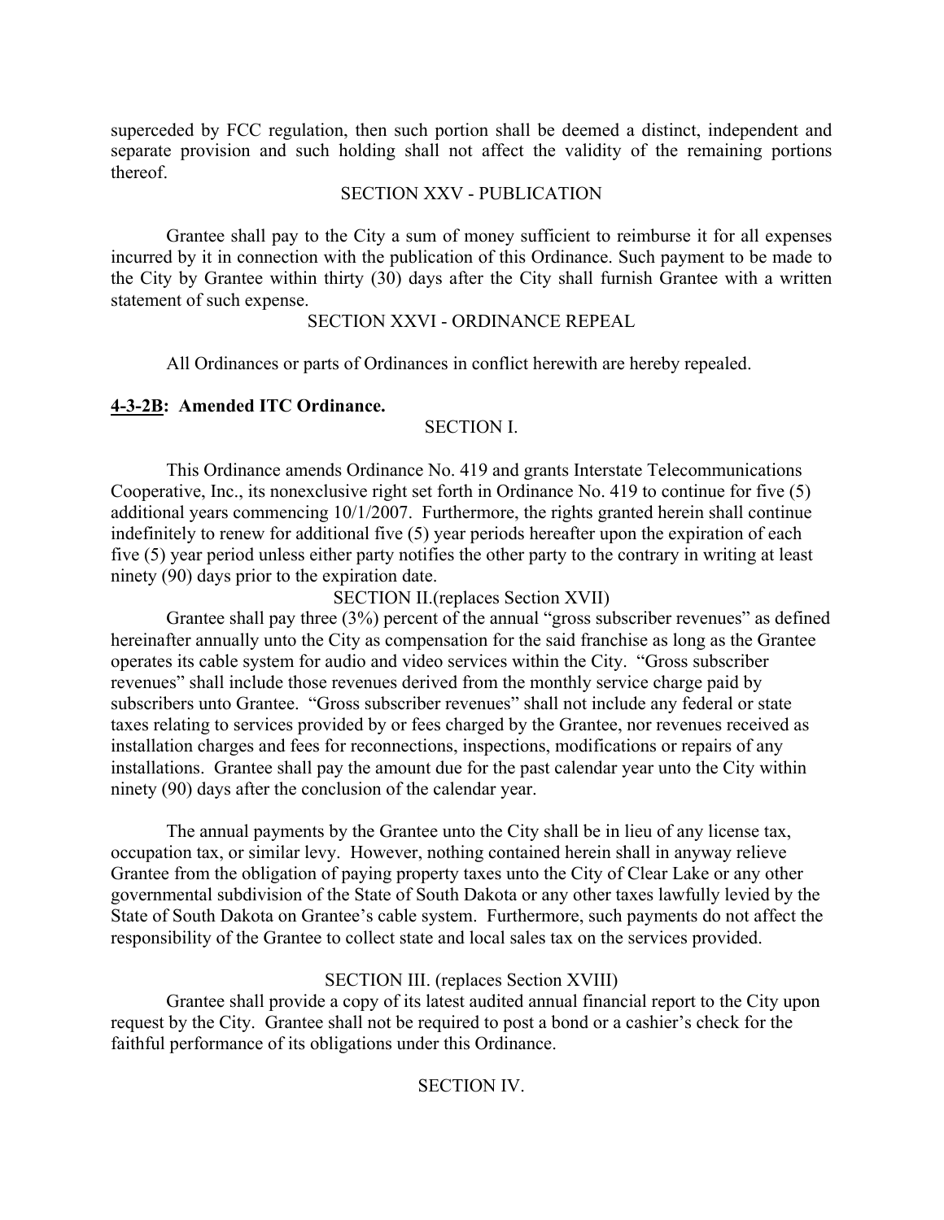superceded by FCC regulation, then such portion shall be deemed a distinct, independent and separate provision and such holding shall not affect the validity of the remaining portions thereof.

SECTION XXV - PUBLICATION

Grantee shall pay to the City a sum of money sufficient to reimburse it for all expenses incurred by it in connection with the publication of this Ordinance. Such payment to be made to the City by Grantee within thirty (30) days after the City shall furnish Grantee with a written statement of such expense.

SECTION XXVI - ORDINANCE REPEAL

All Ordinances or parts of Ordinances in conflict herewith are hereby repealed.

**4-3-2B: Amended ITC Ordinance.**

SECTION I.

This Ordinance amends Ordinance No. 419 and grants Interstate Telecommunications Cooperative, Inc., its nonexclusive right set forth in Ordinance No. 419 to continue for five (5) additional years commencing 10/1/2007. Furthermore, the rights granted herein shall continue indefinitely to renew for additional five (5) year periods hereafter upon the expiration of each five (5) year period unless either party notifies the other party to the contrary in writing at least ninety (90) days prior to the expiration date.

SECTION II.(replaces Section XVII)

Grantee shall pay three (3%) percent of the annual "gross subscriber revenues" as defined hereinafter annually unto the City as compensation for the said franchise as long as the Grantee operates its cable system for audio and video services within the City. "Gross subscriber revenues" shall include those revenues derived from the monthly service charge paid by subscribers unto Grantee. "Gross subscriber revenues" shall not include any federal or state taxes relating to services provided by or fees charged by the Grantee, nor revenues received as installation charges and fees for reconnections, inspections, modifications or repairs of any installations. Grantee shall pay the amount due for the past calendar year unto the City within ninety (90) days after the conclusion of the calendar year.

The annual payments by the Grantee unto the City shall be in lieu of any license tax, occupation tax, or similar levy. However, nothing contained herein shall in anyway relieve Grantee from the obligation of paying property taxes unto the City of Clear Lake or any other governmental subdivision of the State of South Dakota or any other taxes lawfully levied by the State of South Dakota on Grantee's cable system. Furthermore, such payments do not affect the responsibility of the Grantee to collect state and local sales tax on the services provided.

SECTION III. (replaces Section XVIII)

Grantee shall provide a copy of its latest audited annual financial report to the City upon request by the City. Grantee shall not be required to post a bond or a cashier's check for the faithful performance of its obligations under this Ordinance.

SECTION IV.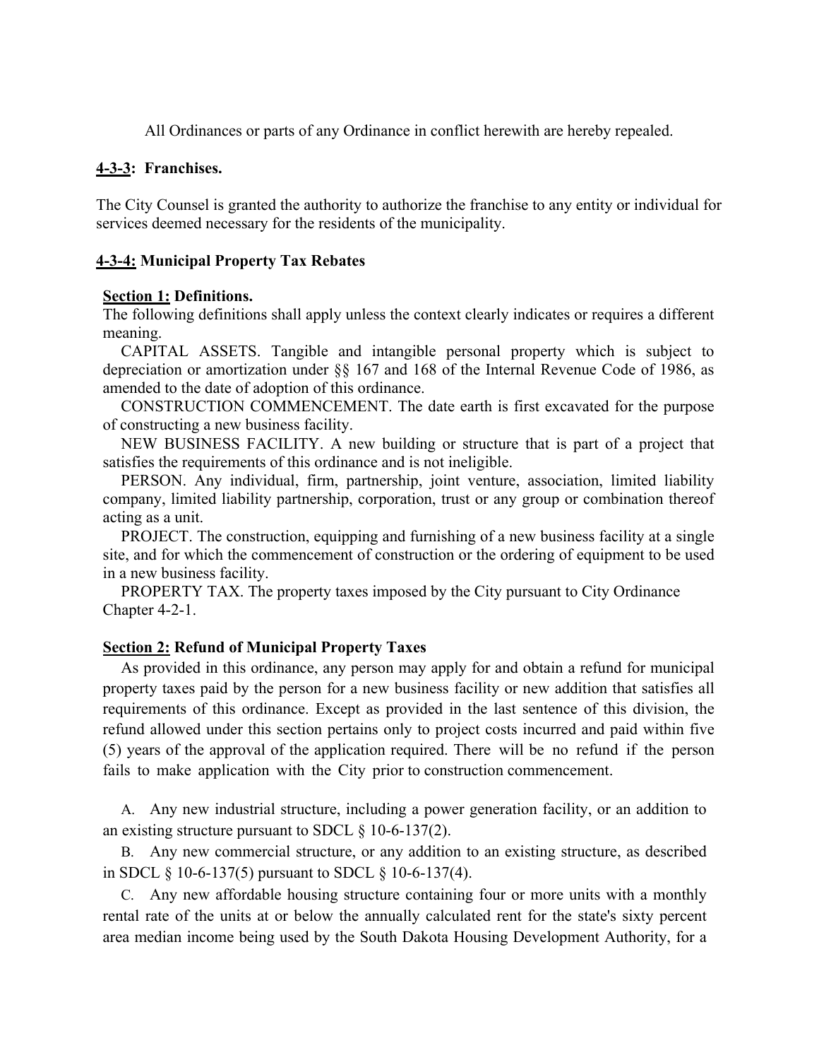All Ordinances or parts of any Ordinance in conflict herewith are hereby repealed.

**4-3-3: Franchises.**

The City Counsel is granted the authority to authorize the franchise to any entity or individual for services deemed necessary for the residents of the municipality.

**4-3-4: Municipal Property Tax Rebates**

**Section 1: Definitions.**

The following definitions shall apply unless the context clearly indicates or requires a different meaning.

CAPITAL ASSETS. Tangible and intangible personal property which is subject to depreciation or amortization under §§ 167 and 168 of the Internal Revenue Code of 1986, as amended to the date of adoption of this ordinance.

CONSTRUCTION COMMENCEMENT. The date earth is first excavated for the purpose of constructing a new business facility.

NEW BUSINESS FACILITY. A new building or structure that is part of a project that satisfies the requirements of this ordinance and is not ineligible.

PERSON. Any individual, firm, partnership, joint venture, association, limited liability company, limited liability partnership, corporation, trust or any group or combination thereof acting as a unit.

PROJECT. The construction, equipping and furnishing of a new business facility at a single site, and for which the commencement of construction or the ordering of equipment to be used in a new business facility.

PROPERTY TAX. The property taxes imposed by the City pursuant to City Ordinance Chapter 4-2-1.

**Section 2: Refund of Municipal Property Taxes**

As provided in this ordinance, any person may apply for and obtain a refund for municipal property taxes paid by the person for a new business facility or new addition that satisfies all requirements of this ordinance. Except as provided in the last sentence of this division, the refund allowed under this section pertains only to project costs incurred and paid within five (5) years of the approval of the application required. There will be no refund if the person fails to make application with the City prior to construction commencement.

A. Any new industrial structure, including a power generation facility, or an addition to an existing structure pursuant to SDCL § 10-6-137(2).

B. Any new commercial structure, or any addition to an existing structure, as described in SDCL § 10-6-137(5) pursuant to SDCL § 10-6-137(4).

C. Any new affordable housing structure containing four or more units with a monthly rental rate of the units at or below the annually calculated rent for the state's sixty percent area median income being used by the South Dakota Housing Development Authority, for a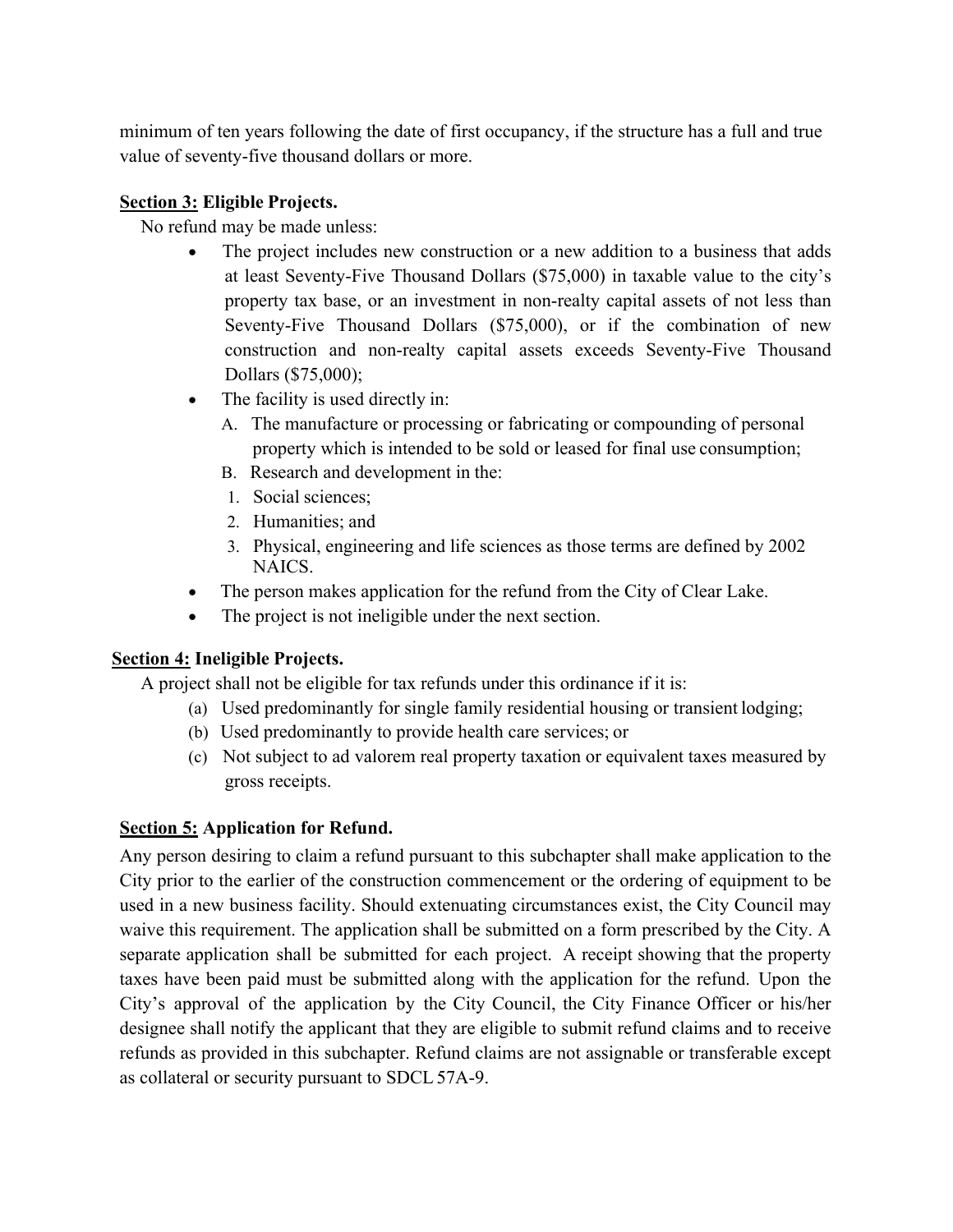minimum of ten years following the date of first occupancy, if the structure has a full and true value of seventy-five thousand dollars or more.

**Section 3: Eligible Projects.**

No refund may be made unless:

- The project includes new construction or a new addition to a business that adds at least Seventy-Five Thousand Dollars ($75,000) in taxable value to the city's property tax base, or an investment in non-realty capital assets of not less than Seventy-Five Thousand Dollars ($75,000), or if the combination of new construction and non-realty capital assets exceeds Seventy-Five Thousand Dollars ($75,000);
- The facility is used directly in:
  - A. The manufacture or processing or fabricating or compounding of personal property which is intended to be sold or leased for final use consumption;
  - B. Research and development in the:
    1. Social sciences;
    2. Humanities; and
    3. Physical, engineering and life sciences as those terms are defined by 2002 NAICS.
- The person makes application for the refund from the City of Clear Lake.
- The project is not ineligible under the next section.

**Section 4: Ineligible Projects.**

A project shall not be eligible for tax refunds under this ordinance if it is:

(a) Used predominantly for single family residential housing or transient lodging;
(b) Used predominantly to provide health care services; or
(c) Not subject to ad valorem real property taxation or equivalent taxes measured by gross receipts.

**Section 5: Application for Refund.**

Any person desiring to claim a refund pursuant to this subchapter shall make application to the City prior to the earlier of the construction commencement or the ordering of equipment to be used in a new business facility. Should extenuating circumstances exist, the City Council may waive this requirement. The application shall be submitted on a form prescribed by the City. A separate application shall be submitted for each project. A receipt showing that the property taxes have been paid must be submitted along with the application for the refund. Upon the City's approval of the application by the City Council, the City Finance Officer or his/her designee shall notify the applicant that they are eligible to submit refund claims and to receive refunds as provided in this subchapter. Refund claims are not assignable or transferable except as collateral or security pursuant to SDCL 57A-9.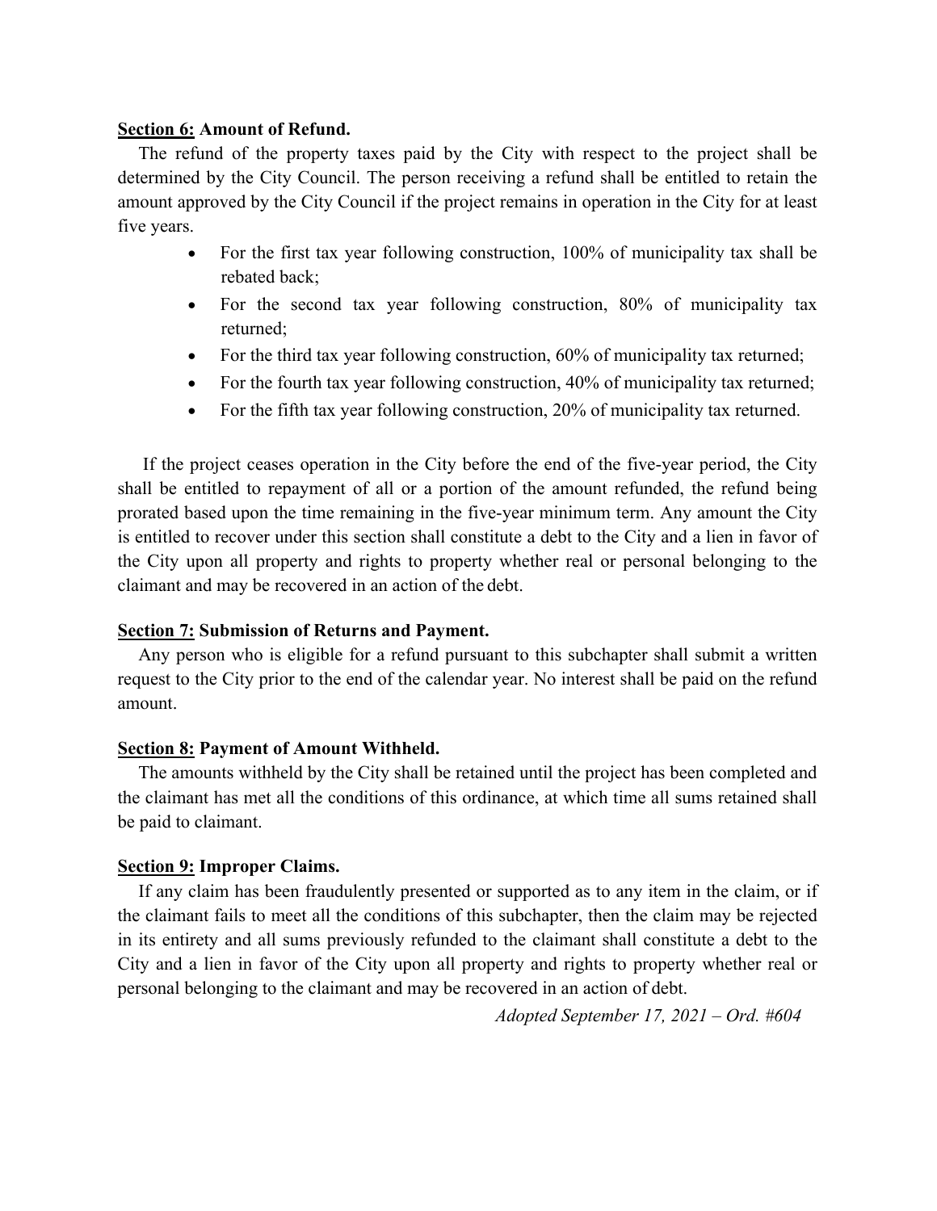**<u>Section 6:</u> Amount of Refund.**

The refund of the property taxes paid by the City with respect to the project shall be determined by the City Council. The person receiving a refund shall be entitled to retain the amount approved by the City Council if the project remains in operation in the City for at least five years.

- For the first tax year following construction, 100% of municipality tax shall be rebated back;
- For the second tax year following construction, 80% of municipality tax returned;
- For the third tax year following construction, 60% of municipality tax returned;
- For the fourth tax year following construction, 40% of municipality tax returned;
- For the fifth tax year following construction, 20% of municipality tax returned.

If the project ceases operation in the City before the end of the five-year period, the City shall be entitled to repayment of all or a portion of the amount refunded, the refund being prorated based upon the time remaining in the five-year minimum term. Any amount the City is entitled to recover under this section shall constitute a debt to the City and a lien in favor of the City upon all property and rights to property whether real or personal belonging to the claimant and may be recovered in an action of the debt.

**<u>Section 7:</u> Submission of Returns and Payment.**

Any person who is eligible for a refund pursuant to this subchapter shall submit a written request to the City prior to the end of the calendar year. No interest shall be paid on the refund amount.

**<u>Section 8:</u> Payment of Amount Withheld.**

The amounts withheld by the City shall be retained until the project has been completed and the claimant has met all the conditions of this ordinance, at which time all sums retained shall be paid to claimant.

**<u>Section 9:</u> Improper Claims.**

If any claim has been fraudulently presented or supported as to any item in the claim, or if the claimant fails to meet all the conditions of this subchapter, then the claim may be rejected in its entirety and all sums previously refunded to the claimant shall constitute a debt to the City and a lien in favor of the City upon all property and rights to property whether real or personal belonging to the claimant and may be recovered in an action of debt.

*Adopted September 17, 2021 – Ord. #604*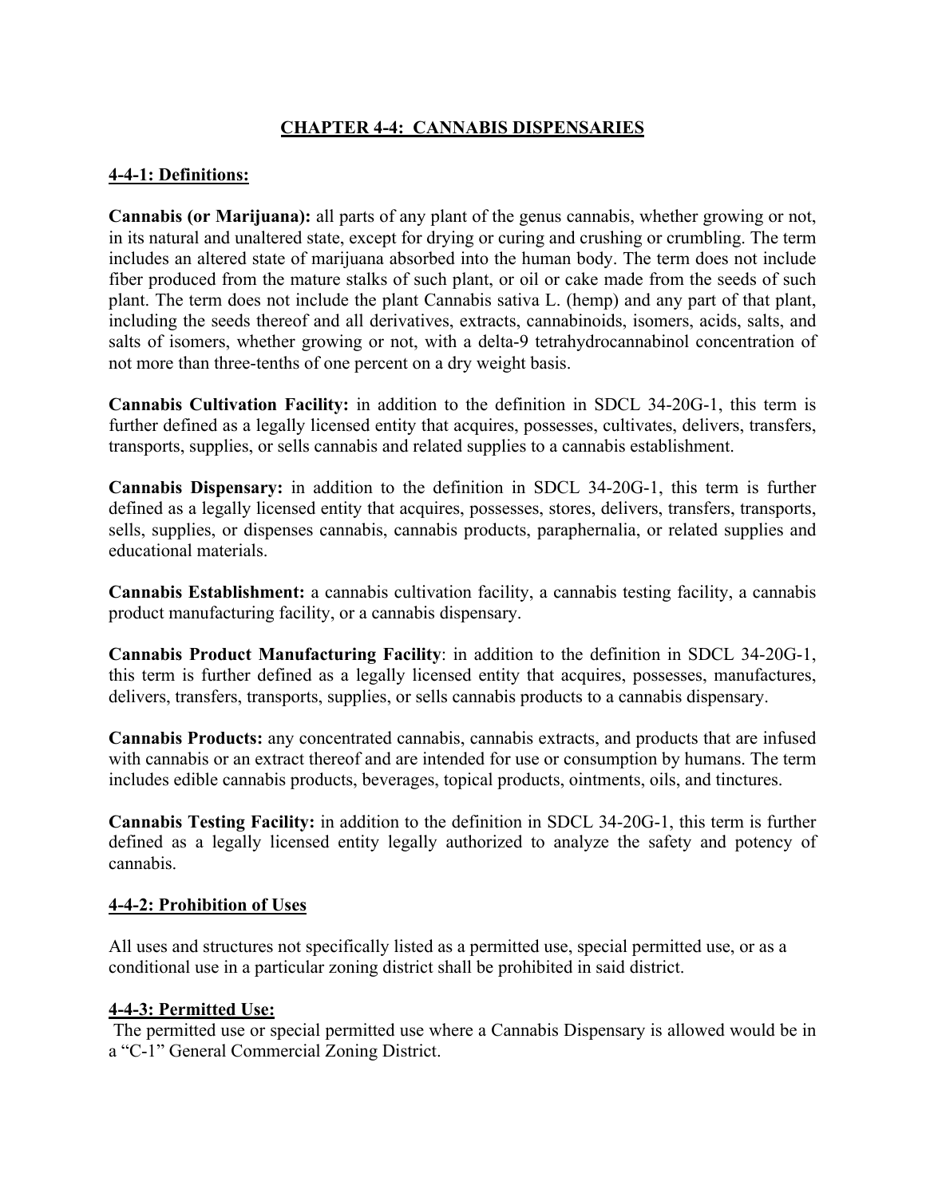## CHAPTER 4-4: CANNABIS DISPENSARIES

### 4-4-1: Definitions:

**Cannabis (or Marijuana):** all parts of any plant of the genus cannabis, whether growing or not, in its natural and unaltered state, except for drying or curing and crushing or crumbling. The term includes an altered state of marijuana absorbed into the human body. The term does not include fiber produced from the mature stalks of such plant, or oil or cake made from the seeds of such plant. The term does not include the plant Cannabis sativa L. (hemp) and any part of that plant, including the seeds thereof and all derivatives, extracts, cannabinoids, isomers, acids, salts, and salts of isomers, whether growing or not, with a delta-9 tetrahydrocannabinol concentration of not more than three-tenths of one percent on a dry weight basis.

**Cannabis Cultivation Facility:** in addition to the definition in SDCL 34-20G-1, this term is further defined as a legally licensed entity that acquires, possesses, cultivates, delivers, transfers, transports, supplies, or sells cannabis and related supplies to a cannabis establishment.

**Cannabis Dispensary:** in addition to the definition in SDCL 34-20G-1, this term is further defined as a legally licensed entity that acquires, possesses, stores, delivers, transfers, transports, sells, supplies, or dispenses cannabis, cannabis products, paraphernalia, or related supplies and educational materials.

**Cannabis Establishment:** a cannabis cultivation facility, a cannabis testing facility, a cannabis product manufacturing facility, or a cannabis dispensary.

**Cannabis Product Manufacturing Facility**: in addition to the definition in SDCL 34-20G-1, this term is further defined as a legally licensed entity that acquires, possesses, manufactures, delivers, transfers, transports, supplies, or sells cannabis products to a cannabis dispensary.

**Cannabis Products:** any concentrated cannabis, cannabis extracts, and products that are infused with cannabis or an extract thereof and are intended for use or consumption by humans. The term includes edible cannabis products, beverages, topical products, ointments, oils, and tinctures.

**Cannabis Testing Facility:** in addition to the definition in SDCL 34-20G-1, this term is further defined as a legally licensed entity legally authorized to analyze the safety and potency of cannabis.

### 4-4-2: Prohibition of Uses

All uses and structures not specifically listed as a permitted use, special permitted use, or as a conditional use in a particular zoning district shall be prohibited in said district.

### 4-4-3: Permitted Use:

The permitted use or special permitted use where a Cannabis Dispensary is allowed would be in a "C-1" General Commercial Zoning District.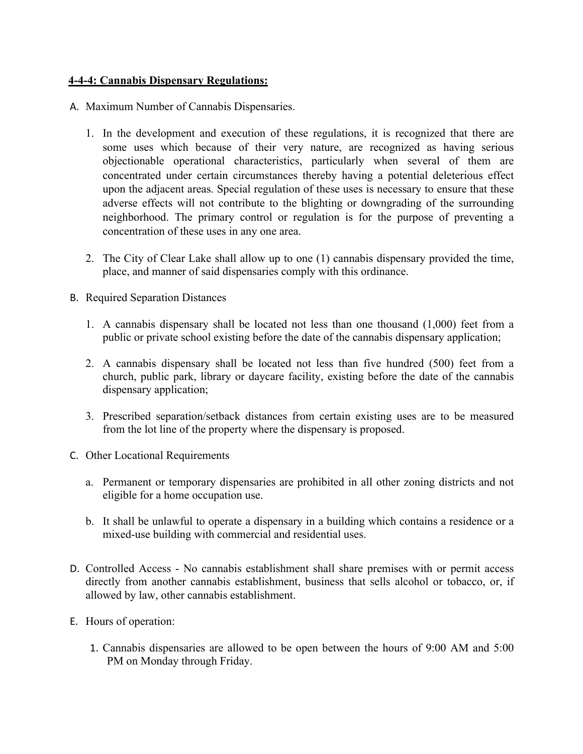**4-4-4: Cannabis Dispensary Regulations:**

A. Maximum Number of Cannabis Dispensaries.

   1. In the development and execution of these regulations, it is recognized that there are some uses which because of their very nature, are recognized as having serious objectionable operational characteristics, particularly when several of them are concentrated under certain circumstances thereby having a potential deleterious effect upon the adjacent areas. Special regulation of these uses is necessary to ensure that these adverse effects will not contribute to the blighting or downgrading of the surrounding neighborhood. The primary control or regulation is for the purpose of preventing a concentration of these uses in any one area.

   2. The City of Clear Lake shall allow up to one (1) cannabis dispensary provided the time, place, and manner of said dispensaries comply with this ordinance.

B. Required Separation Distances

   1. A cannabis dispensary shall be located not less than one thousand (1,000) feet from a public or private school existing before the date of the cannabis dispensary application;

   2. A cannabis dispensary shall be located not less than five hundred (500) feet from a church, public park, library or daycare facility, existing before the date of the cannabis dispensary application;

   3. Prescribed separation/setback distances from certain existing uses are to be measured from the lot line of the property where the dispensary is proposed.

C. Other Locational Requirements

   a. Permanent or temporary dispensaries are prohibited in all other zoning districts and not eligible for a home occupation use.

   b. It shall be unlawful to operate a dispensary in a building which contains a residence or a mixed-use building with commercial and residential uses.

D. Controlled Access - No cannabis establishment shall share premises with or permit access directly from another cannabis establishment, business that sells alcohol or tobacco, or, if allowed by law, other cannabis establishment.

E. Hours of operation:

   1. Cannabis dispensaries are allowed to be open between the hours of 9:00 AM and 5:00 PM on Monday through Friday.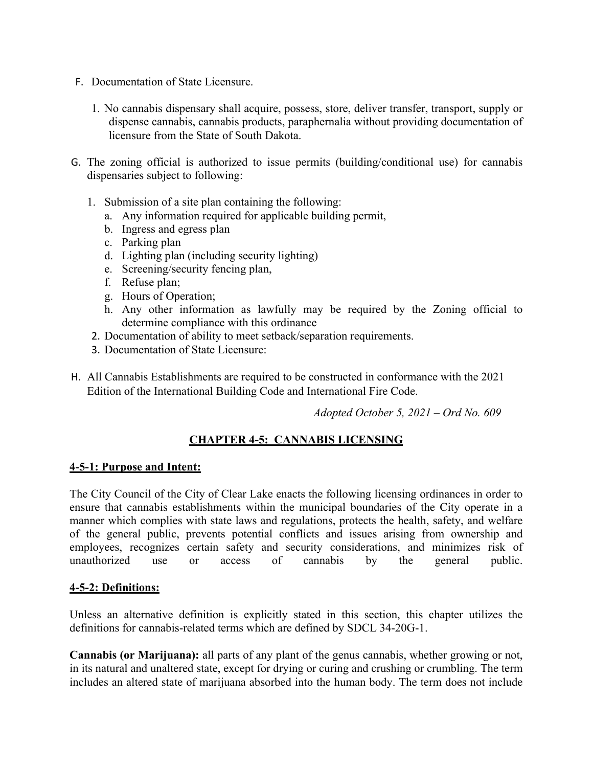F. Documentation of State Licensure.

1. No cannabis dispensary shall acquire, possess, store, deliver transfer, transport, supply or dispense cannabis, cannabis products, paraphernalia without providing documentation of licensure from the State of South Dakota.

G. The zoning official is authorized to issue permits (building/conditional use) for cannabis dispensaries subject to following:

1. Submission of a site plan containing the following:
   a. Any information required for applicable building permit,
   b. Ingress and egress plan
   c. Parking plan
   d. Lighting plan (including security lighting)
   e. Screening/security fencing plan,
   f. Refuse plan;
   g. Hours of Operation;
   h. Any other information as lawfully may be required by the Zoning official to determine compliance with this ordinance
2. Documentation of ability to meet setback/separation requirements.
3. Documentation of State Licensure:

H. All Cannabis Establishments are required to be constructed in conformance with the 2021 Edition of the International Building Code and International Fire Code.

*Adopted October 5, 2021 – Ord No. 609*

## CHAPTER 4-5: CANNABIS LICENSING

**4-5-1: Purpose and Intent:**

The City Council of the City of Clear Lake enacts the following licensing ordinances in order to ensure that cannabis establishments within the municipal boundaries of the City operate in a manner which complies with state laws and regulations, protects the health, safety, and welfare of the general public, prevents potential conflicts and issues arising from ownership and employees, recognizes certain safety and security considerations, and minimizes risk of unauthorized use or access of cannabis by the general public.

**4-5-2: Definitions:**

Unless an alternative definition is explicitly stated in this section, this chapter utilizes the definitions for cannabis-related terms which are defined by SDCL 34-20G-1.

**Cannabis (or Marijuana):** all parts of any plant of the genus cannabis, whether growing or not, in its natural and unaltered state, except for drying or curing and crushing or crumbling. The term includes an altered state of marijuana absorbed into the human body. The term does not include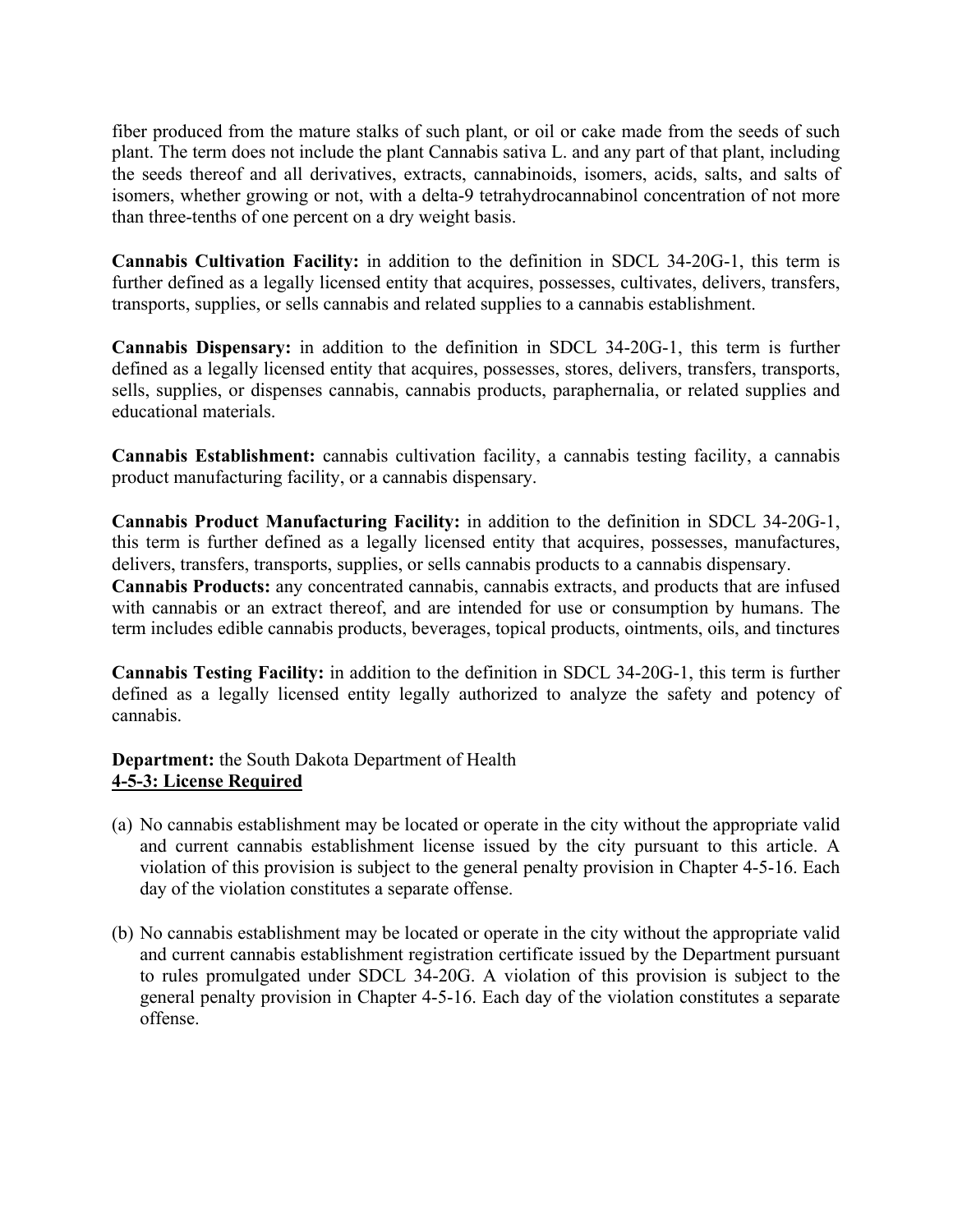fiber produced from the mature stalks of such plant, or oil or cake made from the seeds of such plant. The term does not include the plant Cannabis sativa L. and any part of that plant, including the seeds thereof and all derivatives, extracts, cannabinoids, isomers, acids, salts, and salts of isomers, whether growing or not, with a delta-9 tetrahydrocannabinol concentration of not more than three-tenths of one percent on a dry weight basis.

**Cannabis Cultivation Facility:** in addition to the definition in SDCL 34-20G-1, this term is further defined as a legally licensed entity that acquires, possesses, cultivates, delivers, transfers, transports, supplies, or sells cannabis and related supplies to a cannabis establishment.

**Cannabis Dispensary:** in addition to the definition in SDCL 34-20G-1, this term is further defined as a legally licensed entity that acquires, possesses, stores, delivers, transfers, transports, sells, supplies, or dispenses cannabis, cannabis products, paraphernalia, or related supplies and educational materials.

**Cannabis Establishment:** cannabis cultivation facility, a cannabis testing facility, a cannabis product manufacturing facility, or a cannabis dispensary.

**Cannabis Product Manufacturing Facility:** in addition to the definition in SDCL 34-20G-1, this term is further defined as a legally licensed entity that acquires, possesses, manufactures, delivers, transfers, transports, supplies, or sells cannabis products to a cannabis dispensary.

**Cannabis Products:** any concentrated cannabis, cannabis extracts, and products that are infused with cannabis or an extract thereof, and are intended for use or consumption by humans. The term includes edible cannabis products, beverages, topical products, ointments, oils, and tinctures

**Cannabis Testing Facility:** in addition to the definition in SDCL 34-20G-1, this term is further defined as a legally licensed entity legally authorized to analyze the safety and potency of cannabis.

**Department:** the South Dakota Department of Health

**4-5-3: License Required**

(a) No cannabis establishment may be located or operate in the city without the appropriate valid and current cannabis establishment license issued by the city pursuant to this article. A violation of this provision is subject to the general penalty provision in Chapter 4-5-16. Each day of the violation constitutes a separate offense.

(b) No cannabis establishment may be located or operate in the city without the appropriate valid and current cannabis establishment registration certificate issued by the Department pursuant to rules promulgated under SDCL 34-20G. A violation of this provision is subject to the general penalty provision in Chapter 4-5-16. Each day of the violation constitutes a separate offense.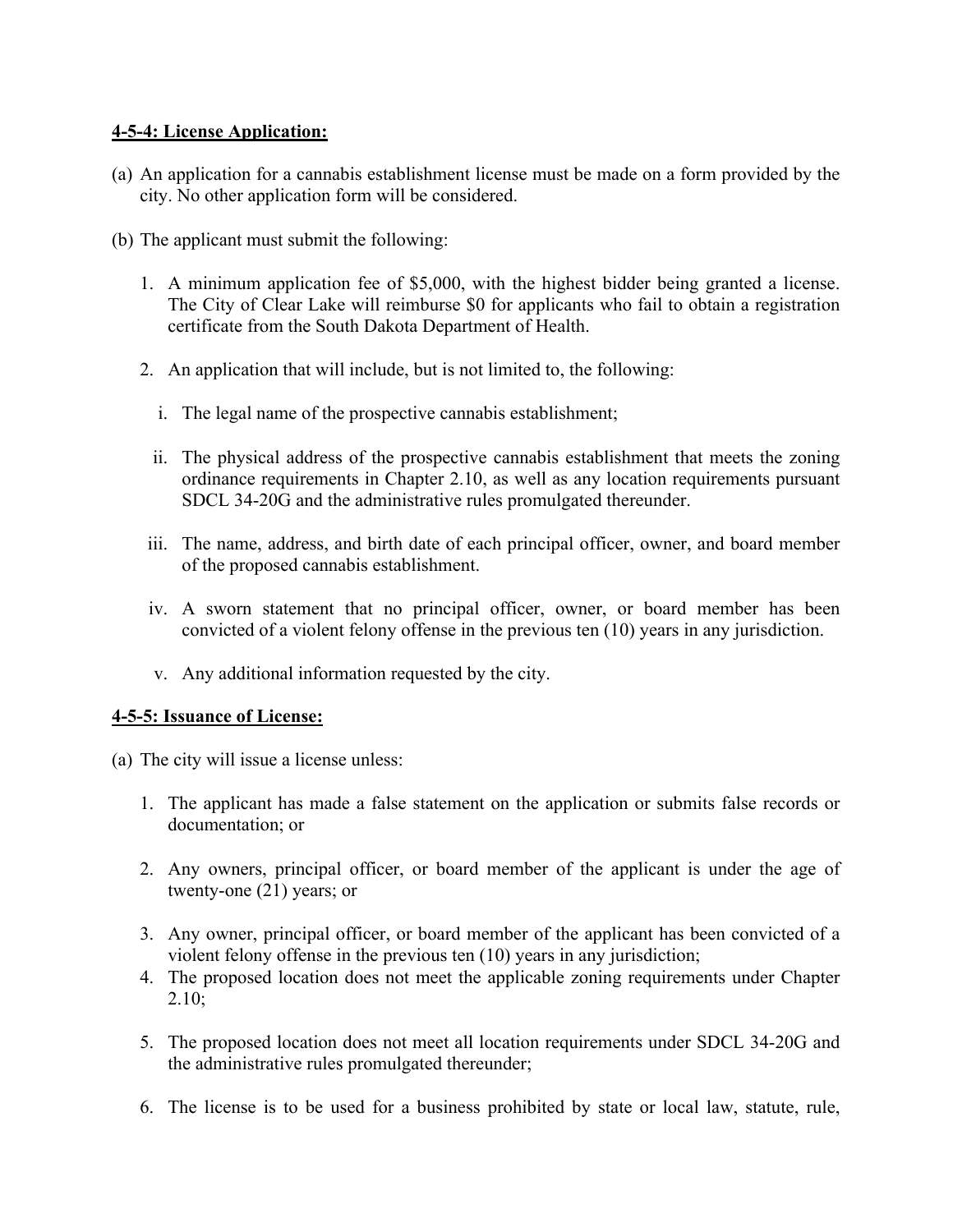**4-5-4: License Application:**

(a) An application for a cannabis establishment license must be made on a form provided by the city. No other application form will be considered.

(b) The applicant must submit the following:

1. A minimum application fee of $5,000, with the highest bidder being granted a license. The City of Clear Lake will reimburse $0 for applicants who fail to obtain a registration certificate from the South Dakota Department of Health.

2. An application that will include, but is not limited to, the following:

   i. The legal name of the prospective cannabis establishment;

   ii. The physical address of the prospective cannabis establishment that meets the zoning ordinance requirements in Chapter 2.10, as well as any location requirements pursuant SDCL 34-20G and the administrative rules promulgated thereunder.

   iii. The name, address, and birth date of each principal officer, owner, and board member of the proposed cannabis establishment.

   iv. A sworn statement that no principal officer, owner, or board member has been convicted of a violent felony offense in the previous ten (10) years in any jurisdiction.

   v. Any additional information requested by the city.

**4-5-5: Issuance of License:**

(a) The city will issue a license unless:

1. The applicant has made a false statement on the application or submits false records or documentation; or

2. Any owners, principal officer, or board member of the applicant is under the age of twenty-one (21) years; or

3. Any owner, principal officer, or board member of the applicant has been convicted of a violent felony offense in the previous ten (10) years in any jurisdiction;

4. The proposed location does not meet the applicable zoning requirements under Chapter 2.10;

5. The proposed location does not meet all location requirements under SDCL 34-20G and the administrative rules promulgated thereunder;

6. The license is to be used for a business prohibited by state or local law, statute, rule,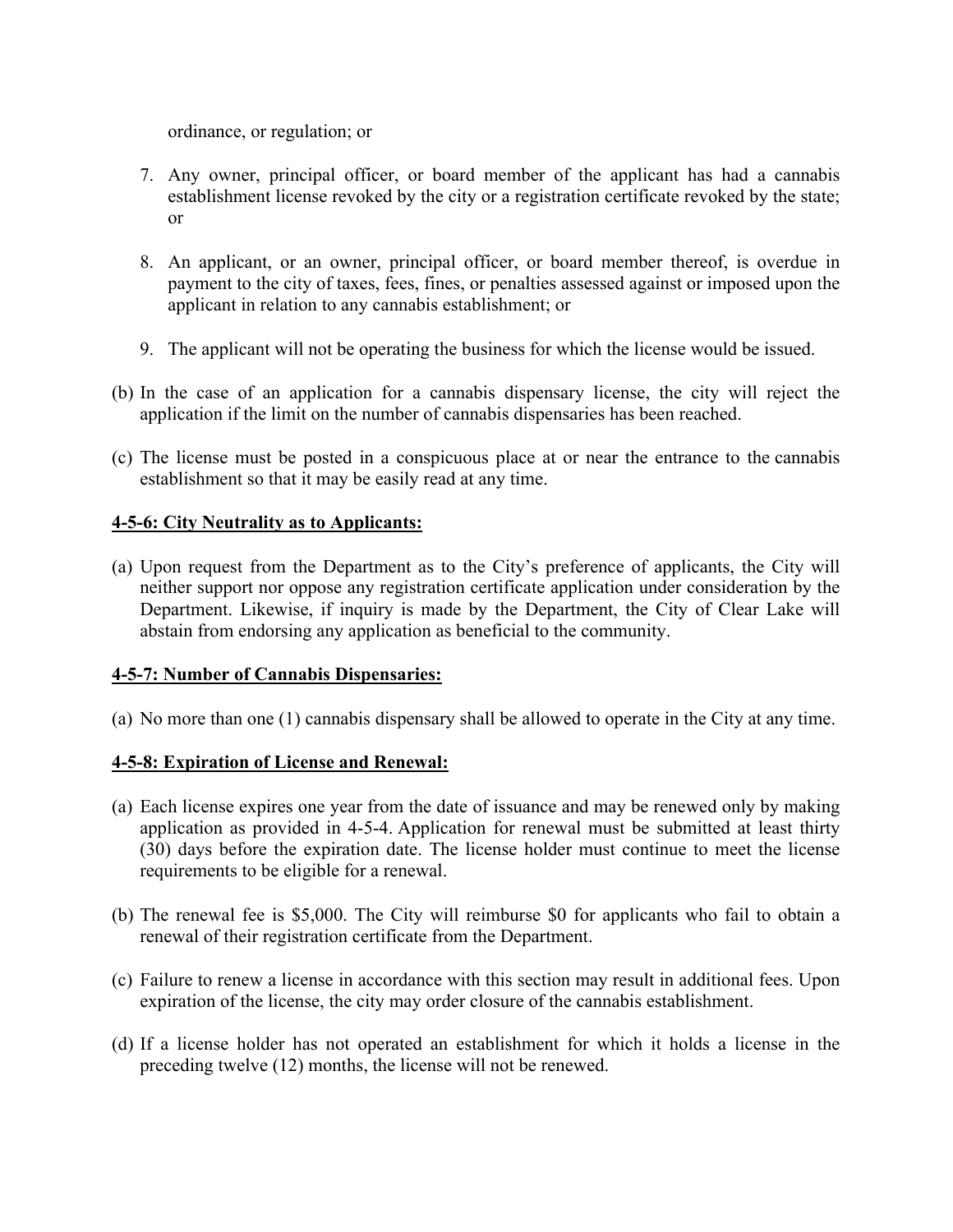ordinance, or regulation; or

7. Any owner, principal officer, or board member of the applicant has had a cannabis establishment license revoked by the city or a registration certificate revoked by the state; or

8. An applicant, or an owner, principal officer, or board member thereof, is overdue in payment to the city of taxes, fees, fines, or penalties assessed against or imposed upon the applicant in relation to any cannabis establishment; or

9. The applicant will not be operating the business for which the license would be issued.

(b) In the case of an application for a cannabis dispensary license, the city will reject the application if the limit on the number of cannabis dispensaries has been reached.

(c) The license must be posted in a conspicuous place at or near the entrance to the cannabis establishment so that it may be easily read at any time.

**4-5-6: City Neutrality as to Applicants:**

(a) Upon request from the Department as to the City's preference of applicants, the City will neither support nor oppose any registration certificate application under consideration by the Department. Likewise, if inquiry is made by the Department, the City of Clear Lake will abstain from endorsing any application as beneficial to the community.

**4-5-7: Number of Cannabis Dispensaries:**

(a) No more than one (1) cannabis dispensary shall be allowed to operate in the City at any time.

**4-5-8: Expiration of License and Renewal:**

(a) Each license expires one year from the date of issuance and may be renewed only by making application as provided in 4-5-4. Application for renewal must be submitted at least thirty (30) days before the expiration date. The license holder must continue to meet the license requirements to be eligible for a renewal.

(b) The renewal fee is $5,000. The City will reimburse $0 for applicants who fail to obtain a renewal of their registration certificate from the Department.

(c) Failure to renew a license in accordance with this section may result in additional fees. Upon expiration of the license, the city may order closure of the cannabis establishment.

(d) If a license holder has not operated an establishment for which it holds a license in the preceding twelve (12) months, the license will not be renewed.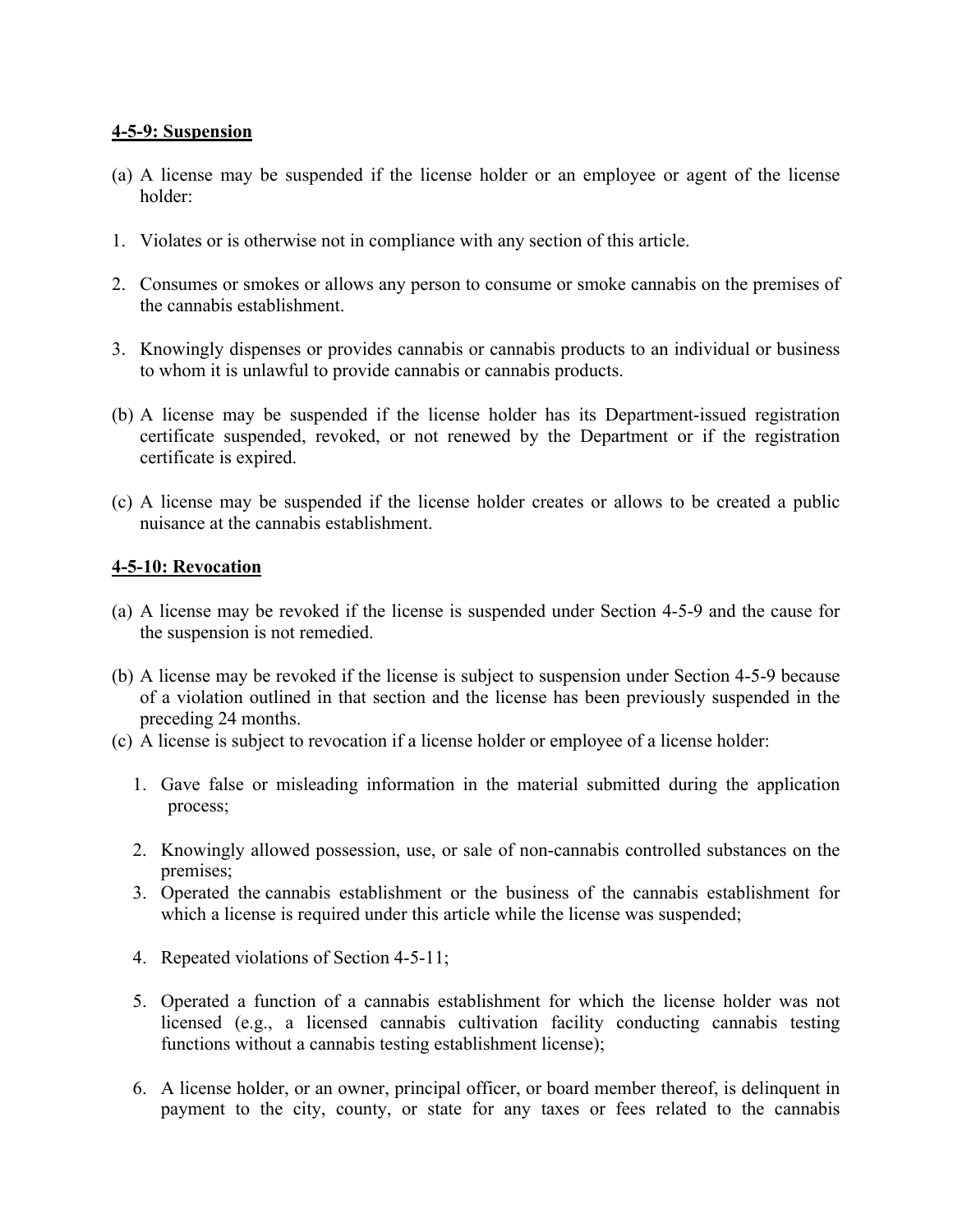**4-5-9: Suspension**

(a) A license may be suspended if the license holder or an employee or agent of the license holder:

1. Violates or is otherwise not in compliance with any section of this article.

2. Consumes or smokes or allows any person to consume or smoke cannabis on the premises of the cannabis establishment.

3. Knowingly dispenses or provides cannabis or cannabis products to an individual or business to whom it is unlawful to provide cannabis or cannabis products.

(b) A license may be suspended if the license holder has its Department-issued registration certificate suspended, revoked, or not renewed by the Department or if the registration certificate is expired.

(c) A license may be suspended if the license holder creates or allows to be created a public nuisance at the cannabis establishment.

**4-5-10: Revocation**

(a) A license may be revoked if the license is suspended under Section 4-5-9 and the cause for the suspension is not remedied.

(b) A license may be revoked if the license is subject to suspension under Section 4-5-9 because of a violation outlined in that section and the license has been previously suspended in the preceding 24 months.

(c) A license is subject to revocation if a license holder or employee of a license holder:

1. Gave false or misleading information in the material submitted during the application process;

2. Knowingly allowed possession, use, or sale of non-cannabis controlled substances on the premises;

3. Operated the cannabis establishment or the business of the cannabis establishment for which a license is required under this article while the license was suspended;

4. Repeated violations of Section 4-5-11;

5. Operated a function of a cannabis establishment for which the license holder was not licensed (e.g., a licensed cannabis cultivation facility conducting cannabis testing functions without a cannabis testing establishment license);

6. A license holder, or an owner, principal officer, or board member thereof, is delinquent in payment to the city, county, or state for any taxes or fees related to the cannabis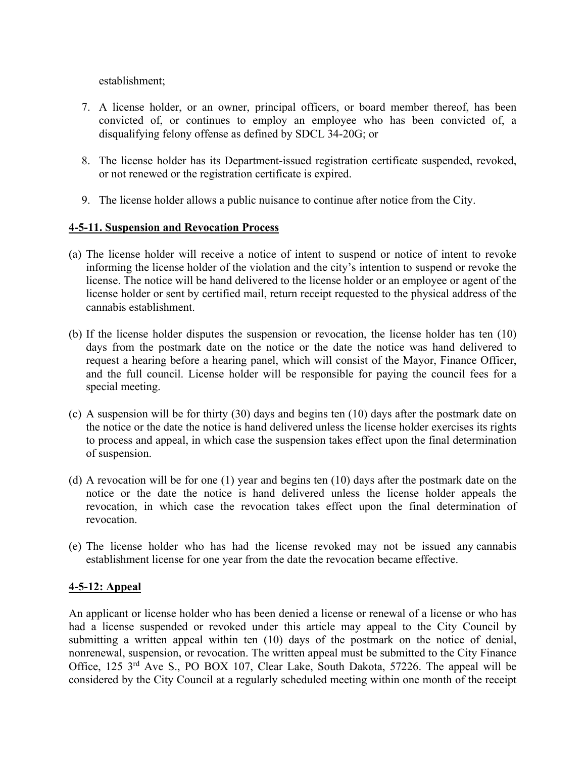establishment;

7. A license holder, or an owner, principal officers, or board member thereof, has been convicted of, or continues to employ an employee who has been convicted of, a disqualifying felony offense as defined by SDCL 34-20G; or

8. The license holder has its Department-issued registration certificate suspended, revoked, or not renewed or the registration certificate is expired.

9. The license holder allows a public nuisance to continue after notice from the City.

**4-5-11. Suspension and Revocation Process**

(a) The license holder will receive a notice of intent to suspend or notice of intent to revoke informing the license holder of the violation and the city's intention to suspend or revoke the license. The notice will be hand delivered to the license holder or an employee or agent of the license holder or sent by certified mail, return receipt requested to the physical address of the cannabis establishment.

(b) If the license holder disputes the suspension or revocation, the license holder has ten (10) days from the postmark date on the notice or the date the notice was hand delivered to request a hearing before a hearing panel, which will consist of the Mayor, Finance Officer, and the full council. License holder will be responsible for paying the council fees for a special meeting.

(c) A suspension will be for thirty (30) days and begins ten (10) days after the postmark date on the notice or the date the notice is hand delivered unless the license holder exercises its rights to process and appeal, in which case the suspension takes effect upon the final determination of suspension.

(d) A revocation will be for one (1) year and begins ten (10) days after the postmark date on the notice or the date the notice is hand delivered unless the license holder appeals the revocation, in which case the revocation takes effect upon the final determination of revocation.

(e) The license holder who has had the license revoked may not be issued any cannabis establishment license for one year from the date the revocation became effective.

**4-5-12: Appeal**

An applicant or license holder who has been denied a license or renewal of a license or who has had a license suspended or revoked under this article may appeal to the City Council by submitting a written appeal within ten (10) days of the postmark on the notice of denial, nonrenewal, suspension, or revocation. The written appeal must be submitted to the City Finance Office, 125 3rd Ave S., PO BOX 107, Clear Lake, South Dakota, 57226. The appeal will be considered by the City Council at a regularly scheduled meeting within one month of the receipt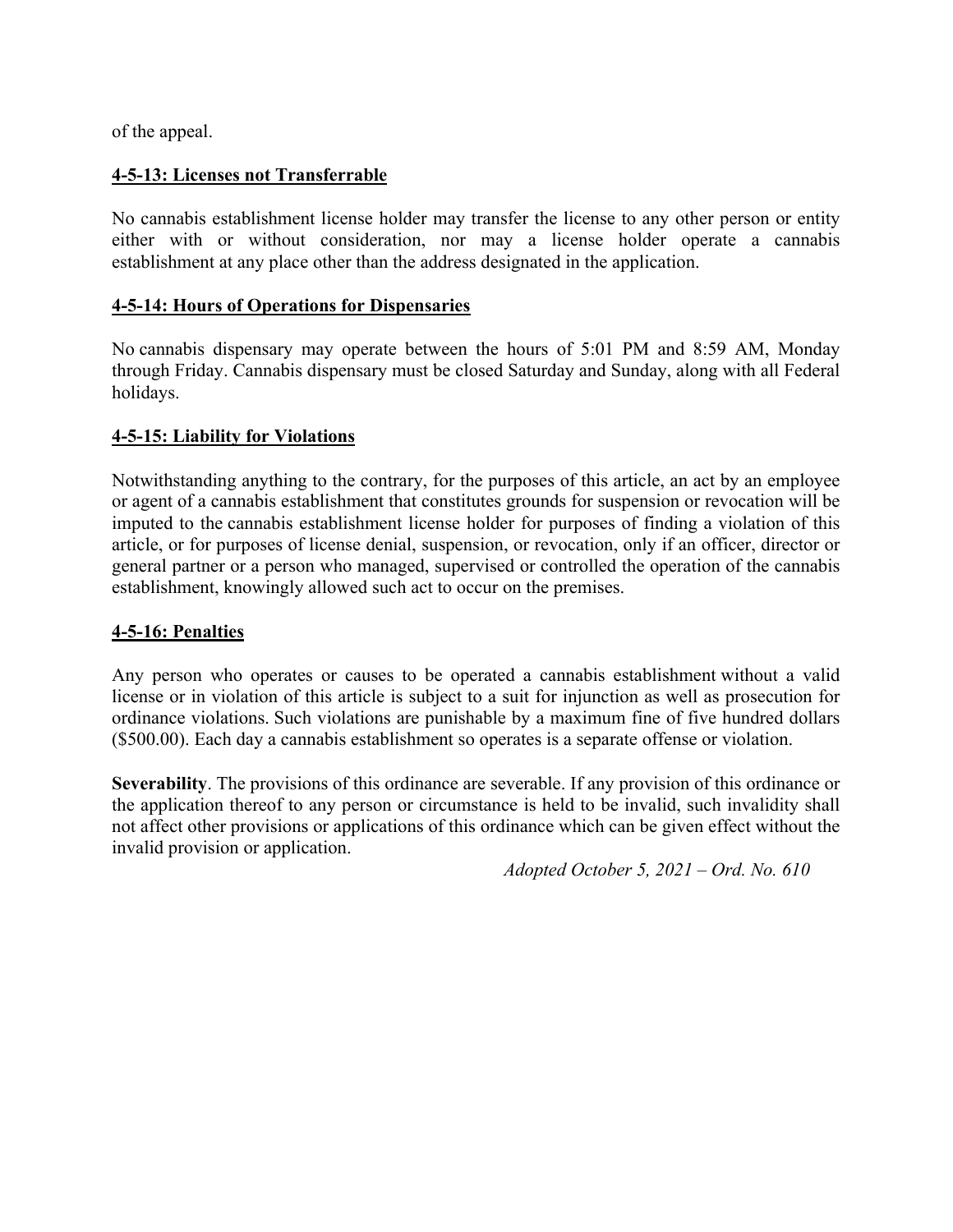of the appeal.

**4-5-13: Licenses not Transferrable**

No cannabis establishment license holder may transfer the license to any other person or entity either with or without consideration, nor may a license holder operate a cannabis establishment at any place other than the address designated in the application.

**4-5-14: Hours of Operations for Dispensaries**

No cannabis dispensary may operate between the hours of 5:01 PM and 8:59 AM, Monday through Friday. Cannabis dispensary must be closed Saturday and Sunday, along with all Federal holidays.

**4-5-15: Liability for Violations**

Notwithstanding anything to the contrary, for the purposes of this article, an act by an employee or agent of a cannabis establishment that constitutes grounds for suspension or revocation will be imputed to the cannabis establishment license holder for purposes of finding a violation of this article, or for purposes of license denial, suspension, or revocation, only if an officer, director or general partner or a person who managed, supervised or controlled the operation of the cannabis establishment, knowingly allowed such act to occur on the premises.

**4-5-16: Penalties**

Any person who operates or causes to be operated a cannabis establishment without a valid license or in violation of this article is subject to a suit for injunction as well as prosecution for ordinance violations. Such violations are punishable by a maximum fine of five hundred dollars ($500.00). Each day a cannabis establishment so operates is a separate offense or violation.

**Severability**. The provisions of this ordinance are severable. If any provision of this ordinance or the application thereof to any person or circumstance is held to be invalid, such invalidity shall not affect other provisions or applications of this ordinance which can be given effect without the invalid provision or application.

*Adopted October 5, 2021 – Ord. No. 610*